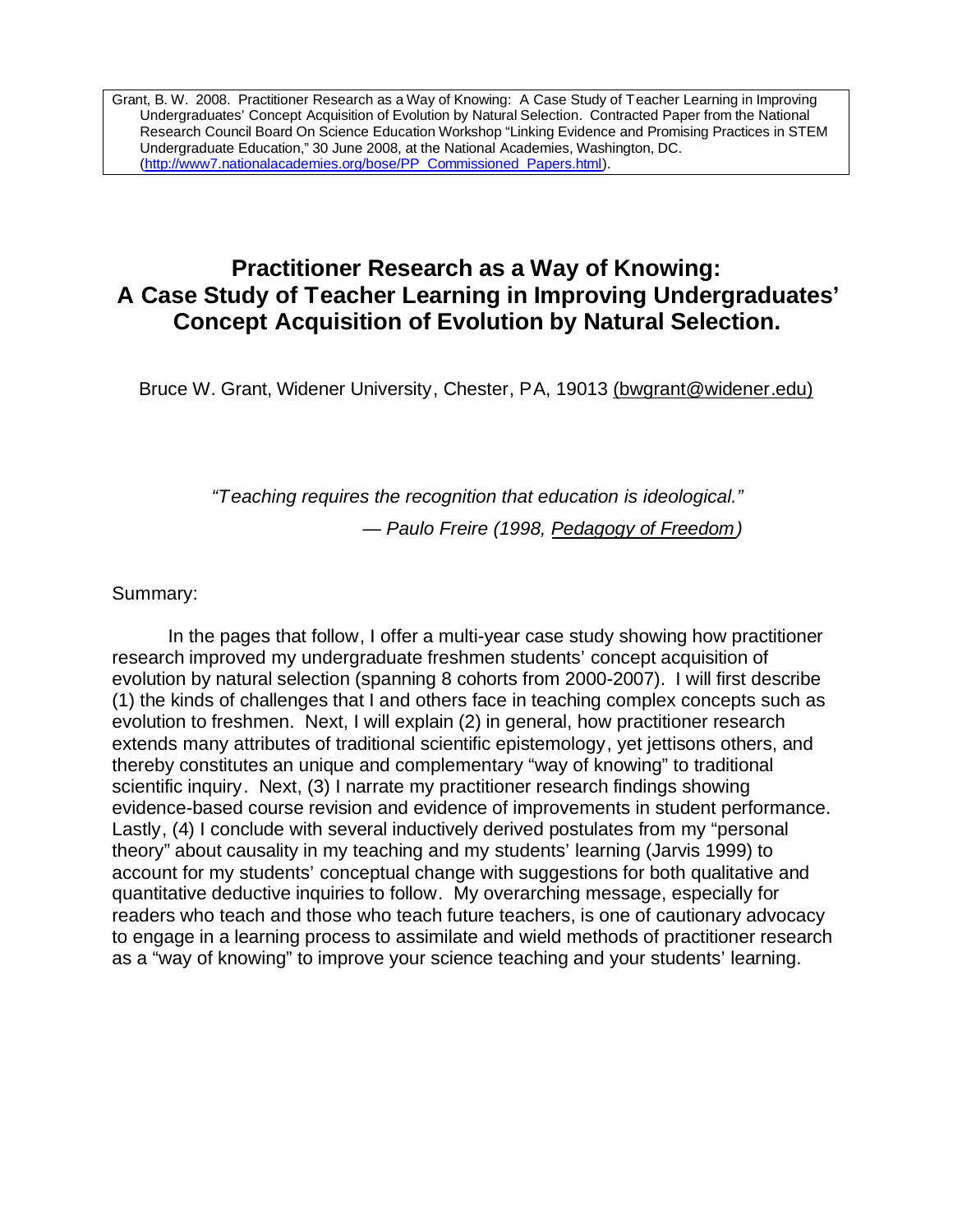Grant, B. W. 2008. Practitioner Research as a Way of Knowing: A Case Study of Teacher Learning in Improving Undergraduates' Concept Acquisition of Evolution by Natural Selection. Contracted Paper from the National Research Council Board On Science Education Workshop "Linking Evidence and Promising Practices in STEM Undergraduate Education," 30 June 2008, at the National Academies, Washington, DC. (http://www7.nationalacademies.org/bose/PP_Commissioned_Papers.html).

# Practitioner Research as a Way of Knowing: A Case Study of Teacher Learning in Improving Undergraduates' Concept Acquisition of Evolution by Natural Selection.

Bruce W. Grant, Widener University, Chester, PA, 19013 (bwgrant@widener.edu)

> *"Teaching requires the recognition that education is ideological."*
>
> *— Paulo Freire (1998, Pedagogy of Freedom)*

Summary:

In the pages that follow, I offer a multi-year case study showing how practitioner research improved my undergraduate freshmen students' concept acquisition of evolution by natural selection (spanning 8 cohorts from 2000-2007). I will first describe (1) the kinds of challenges that I and others face in teaching complex concepts such as evolution to freshmen. Next, I will explain (2) in general, how practitioner research extends many attributes of traditional scientific epistemology, yet jettisons others, and thereby constitutes an unique and complementary "way of knowing" to traditional scientific inquiry. Next, (3) I narrate my practitioner research findings showing evidence-based course revision and evidence of improvements in student performance. Lastly, (4) I conclude with several inductively derived postulates from my "personal theory" about causality in my teaching and my students' learning (Jarvis 1999) to account for my students' conceptual change with suggestions for both qualitative and quantitative deductive inquiries to follow. My overarching message, especially for readers who teach and those who teach future teachers, is one of cautionary advocacy to engage in a learning process to assimilate and wield methods of practitioner research as a "way of knowing" to improve your science teaching and your students' learning.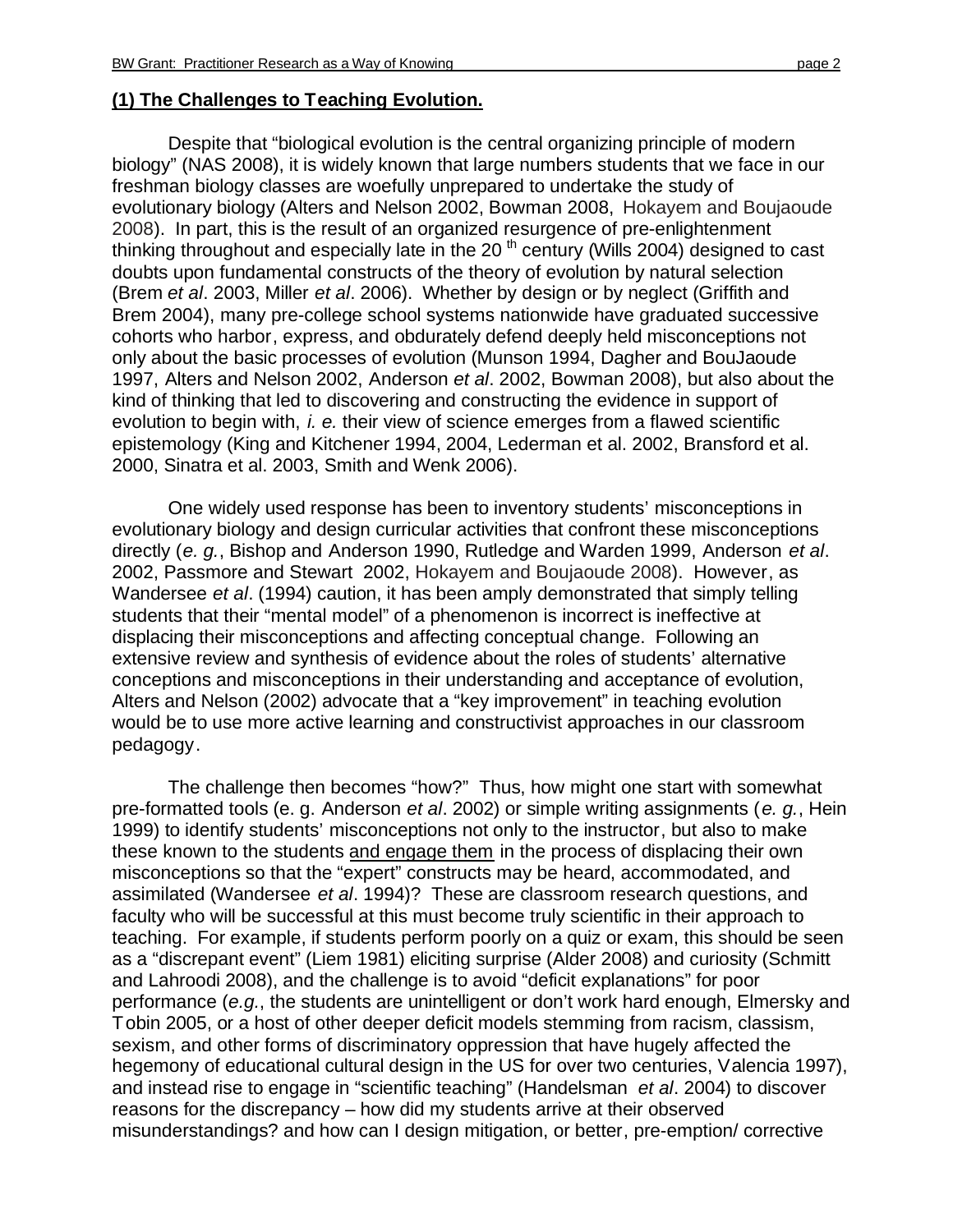## **(1) The Challenges to Teaching Evolution.**

Despite that "biological evolution is the central organizing principle of modern biology" (NAS 2008), it is widely known that large numbers students that we face in our freshman biology classes are woefully unprepared to undertake the study of evolutionary biology (Alters and Nelson 2002, Bowman 2008, Hokayem and Boujaoude 2008). In part, this is the result of an organized resurgence of pre-enlightenment thinking throughout and especially late in the 20 th century (Wills 2004) designed to cast doubts upon fundamental constructs of the theory of evolution by natural selection (Brem *et al*. 2003, Miller *et al*. 2006). Whether by design or by neglect (Griffith and Brem 2004), many pre-college school systems nationwide have graduated successive cohorts who harbor, express, and obdurately defend deeply held misconceptions not only about the basic processes of evolution (Munson 1994, Dagher and BouJaoude 1997, Alters and Nelson 2002, Anderson *et al*. 2002, Bowman 2008), but also about the kind of thinking that led to discovering and constructing the evidence in support of evolution to begin with, *i. e.* their view of science emerges from a flawed scientific epistemology (King and Kitchener 1994, 2004, Lederman et al. 2002, Bransford et al. 2000, Sinatra et al. 2003, Smith and Wenk 2006).

One widely used response has been to inventory students' misconceptions in evolutionary biology and design curricular activities that confront these misconceptions directly (*e. g.*, Bishop and Anderson 1990, Rutledge and Warden 1999, Anderson *et al*. 2002, Passmore and Stewart 2002, Hokayem and Boujaoude 2008). However, as Wandersee *et al*. (1994) caution, it has been amply demonstrated that simply telling students that their "mental model" of a phenomenon is incorrect is ineffective at displacing their misconceptions and affecting conceptual change. Following an extensive review and synthesis of evidence about the roles of students' alternative conceptions and misconceptions in their understanding and acceptance of evolution, Alters and Nelson (2002) advocate that a "key improvement" in teaching evolution would be to use more active learning and constructivist approaches in our classroom pedagogy.

The challenge then becomes "how?" Thus, how might one start with somewhat pre-formatted tools (e. g. Anderson *et al*. 2002) or simple writing assignments (*e. g.*, Hein 1999) to identify students' misconceptions not only to the instructor, but also to make these known to the students <u>and engage them</u> in the process of displacing their own misconceptions so that the "expert" constructs may be heard, accommodated, and assimilated (Wandersee *et al*. 1994)? These are classroom research questions, and faculty who will be successful at this must become truly scientific in their approach to teaching. For example, if students perform poorly on a quiz or exam, this should be seen as a "discrepant event" (Liem 1981) eliciting surprise (Alder 2008) and curiosity (Schmitt and Lahroodi 2008), and the challenge is to avoid "deficit explanations" for poor performance (*e.g.*, the students are unintelligent or don't work hard enough, Elmersky and Tobin 2005, or a host of other deeper deficit models stemming from racism, classism, sexism, and other forms of discriminatory oppression that have hugely affected the hegemony of educational cultural design in the US for over two centuries, Valencia 1997), and instead rise to engage in "scientific teaching" (Handelsman *et al*. 2004) to discover reasons for the discrepancy – how did my students arrive at their observed misunderstandings? and how can I design mitigation, or better, pre-emption/ corrective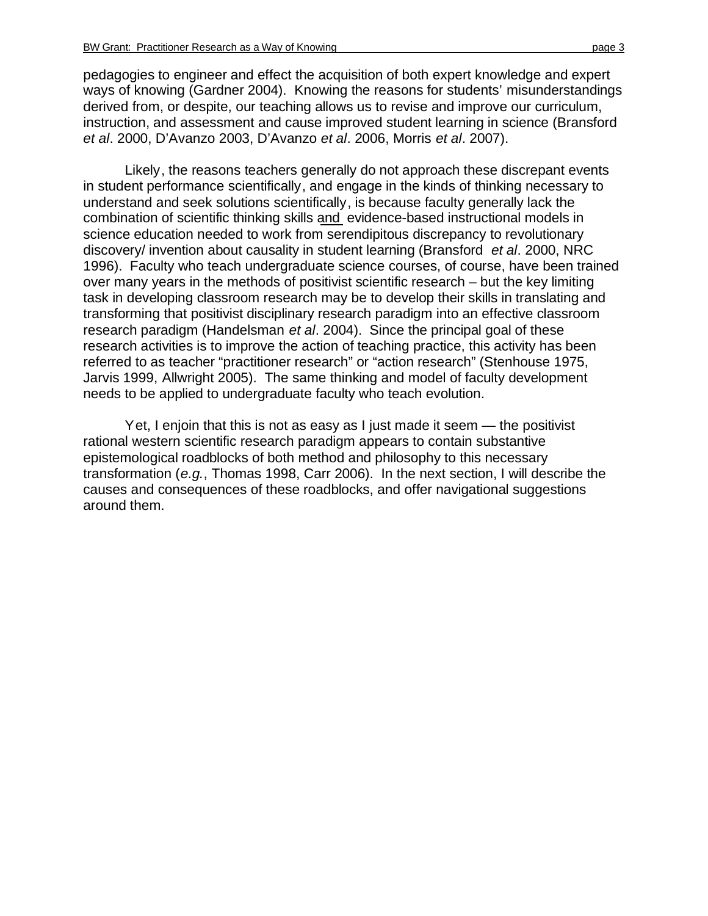pedagogies to engineer and effect the acquisition of both expert knowledge and expert ways of knowing (Gardner 2004). Knowing the reasons for students' misunderstandings derived from, or despite, our teaching allows us to revise and improve our curriculum, instruction, and assessment and cause improved student learning in science (Bransford *et al*. 2000, D'Avanzo 2003, D'Avanzo *et al*. 2006, Morris *et al*. 2007).

Likely, the reasons teachers generally do not approach these discrepant events in student performance scientifically, and engage in the kinds of thinking necessary to understand and seek solutions scientifically, is because faculty generally lack the combination of scientific thinking skills <u>and</u> evidence-based instructional models in science education needed to work from serendipitous discrepancy to revolutionary discovery/ invention about causality in student learning (Bransford *et al*. 2000, NRC 1996). Faculty who teach undergraduate science courses, of course, have been trained over many years in the methods of positivist scientific research – but the key limiting task in developing classroom research may be to develop their skills in translating and transforming that positivist disciplinary research paradigm into an effective classroom research paradigm (Handelsman *et al*. 2004). Since the principal goal of these research activities is to improve the action of teaching practice, this activity has been referred to as teacher "practitioner research" or "action research" (Stenhouse 1975, Jarvis 1999, Allwright 2005). The same thinking and model of faculty development needs to be applied to undergraduate faculty who teach evolution.

Yet, I enjoin that this is not as easy as I just made it seem — the positivist rational western scientific research paradigm appears to contain substantive epistemological roadblocks of both method and philosophy to this necessary transformation (*e.g.*, Thomas 1998, Carr 2006). In the next section, I will describe the causes and consequences of these roadblocks, and offer navigational suggestions around them.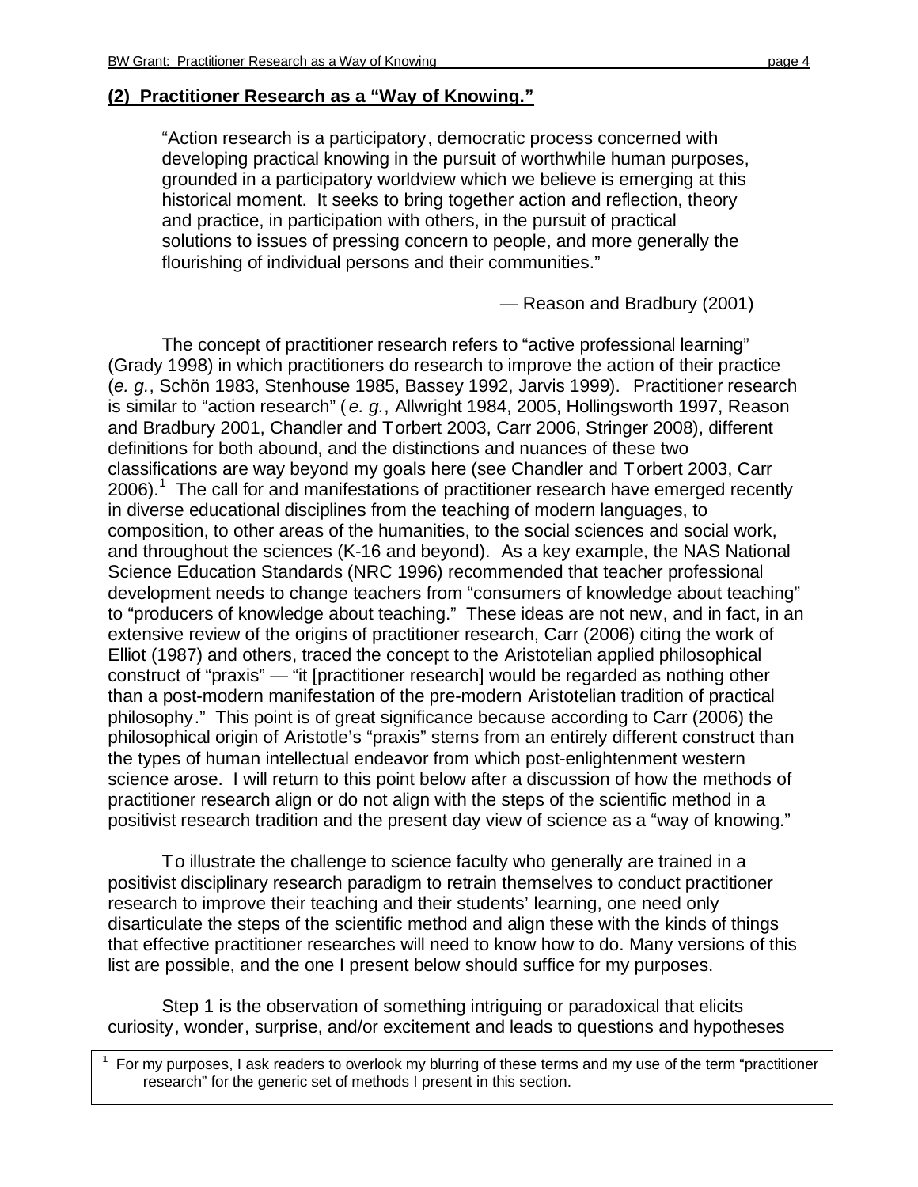**(2) Practitioner Research as a "Way of Knowing."**

> "Action research is a participatory, democratic process concerned with developing practical knowing in the pursuit of worthwhile human purposes, grounded in a participatory worldview which we believe is emerging at this historical moment. It seeks to bring together action and reflection, theory and practice, in participation with others, in the pursuit of practical solutions to issues of pressing concern to people, and more generally the flourishing of individual persons and their communities."
>
> — Reason and Bradbury (2001)

The concept of practitioner research refers to "active professional learning" (Grady 1998) in which practitioners do research to improve the action of their practice (*e. g.*, Schön 1983, Stenhouse 1985, Bassey 1992, Jarvis 1999). Practitioner research is similar to "action research" (*e. g.*, Allwright 1984, 2005, Hollingsworth 1997, Reason and Bradbury 2001, Chandler and Torbert 2003, Carr 2006, Stringer 2008), different definitions for both abound, and the distinctions and nuances of these two classifications are way beyond my goals here (see Chandler and Torbert 2003, Carr 2006).[1] The call for and manifestations of practitioner research have emerged recently in diverse educational disciplines from the teaching of modern languages, to composition, to other areas of the humanities, to the social sciences and social work, and throughout the sciences (K-16 and beyond). As a key example, the NAS National Science Education Standards (NRC 1996) recommended that teacher professional development needs to change teachers from "consumers of knowledge about teaching" to "producers of knowledge about teaching." These ideas are not new, and in fact, in an extensive review of the origins of practitioner research, Carr (2006) citing the work of Elliot (1987) and others, traced the concept to the Aristotelian applied philosophical construct of "praxis" — "it [practitioner research] would be regarded as nothing other than a post-modern manifestation of the pre-modern Aristotelian tradition of practical philosophy." This point is of great significance because according to Carr (2006) the philosophical origin of Aristotle's "praxis" stems from an entirely different construct than the types of human intellectual endeavor from which post-enlightenment western science arose. I will return to this point below after a discussion of how the methods of practitioner research align or do not align with the steps of the scientific method in a positivist research tradition and the present day view of science as a "way of knowing."

To illustrate the challenge to science faculty who generally are trained in a positivist disciplinary research paradigm to retrain themselves to conduct practitioner research to improve their teaching and their students' learning, one need only disarticulate the steps of the scientific method and align these with the kinds of things that effective practitioner researches will need to know how to do. Many versions of this list are possible, and the one I present below should suffice for my purposes.

Step 1 is the observation of something intriguing or paradoxical that elicits curiosity, wonder, surprise, and/or excitement and leads to questions and hypotheses

[1] For my purposes, I ask readers to overlook my blurring of these terms and my use of the term "practitioner research" for the generic set of methods I present in this section.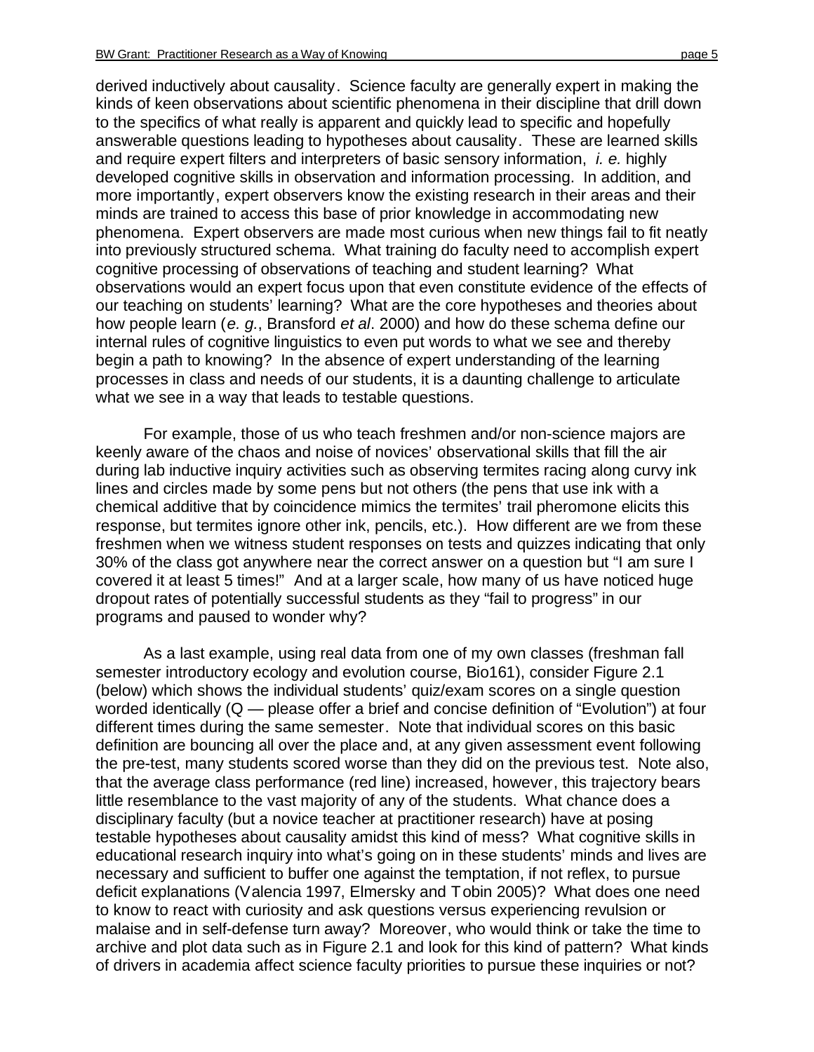derived inductively about causality. Science faculty are generally expert in making the kinds of keen observations about scientific phenomena in their discipline that drill down to the specifics of what really is apparent and quickly lead to specific and hopefully answerable questions leading to hypotheses about causality. These are learned skills and require expert filters and interpreters of basic sensory information, *i. e.* highly developed cognitive skills in observation and information processing. In addition, and more importantly, expert observers know the existing research in their areas and their minds are trained to access this base of prior knowledge in accommodating new phenomena. Expert observers are made most curious when new things fail to fit neatly into previously structured schema. What training do faculty need to accomplish expert cognitive processing of observations of teaching and student learning? What observations would an expert focus upon that even constitute evidence of the effects of our teaching on students' learning? What are the core hypotheses and theories about how people learn (*e. g.*, Bransford *et al*. 2000) and how do these schema define our internal rules of cognitive linguistics to even put words to what we see and thereby begin a path to knowing? In the absence of expert understanding of the learning processes in class and needs of our students, it is a daunting challenge to articulate what we see in a way that leads to testable questions.

For example, those of us who teach freshmen and/or non-science majors are keenly aware of the chaos and noise of novices' observational skills that fill the air during lab inductive inquiry activities such as observing termites racing along curvy ink lines and circles made by some pens but not others (the pens that use ink with a chemical additive that by coincidence mimics the termites' trail pheromone elicits this response, but termites ignore other ink, pencils, etc.). How different are we from these freshmen when we witness student responses on tests and quizzes indicating that only 30% of the class got anywhere near the correct answer on a question but "I am sure I covered it at least 5 times!" And at a larger scale, how many of us have noticed huge dropout rates of potentially successful students as they "fail to progress" in our programs and paused to wonder why?

As a last example, using real data from one of my own classes (freshman fall semester introductory ecology and evolution course, Bio161), consider Figure 2.1 (below) which shows the individual students' quiz/exam scores on a single question worded identically (Q — please offer a brief and concise definition of "Evolution") at four different times during the same semester. Note that individual scores on this basic definition are bouncing all over the place and, at any given assessment event following the pre-test, many students scored worse than they did on the previous test. Note also, that the average class performance (red line) increased, however, this trajectory bears little resemblance to the vast majority of any of the students. What chance does a disciplinary faculty (but a novice teacher at practitioner research) have at posing testable hypotheses about causality amidst this kind of mess? What cognitive skills in educational research inquiry into what's going on in these students' minds and lives are necessary and sufficient to buffer one against the temptation, if not reflex, to pursue deficit explanations (Valencia 1997, Elmersky and Tobin 2005)? What does one need to know to react with curiosity and ask questions versus experiencing revulsion or malaise and in self-defense turn away? Moreover, who would think or take the time to archive and plot data such as in Figure 2.1 and look for this kind of pattern? What kinds of drivers in academia affect science faculty priorities to pursue these inquiries or not?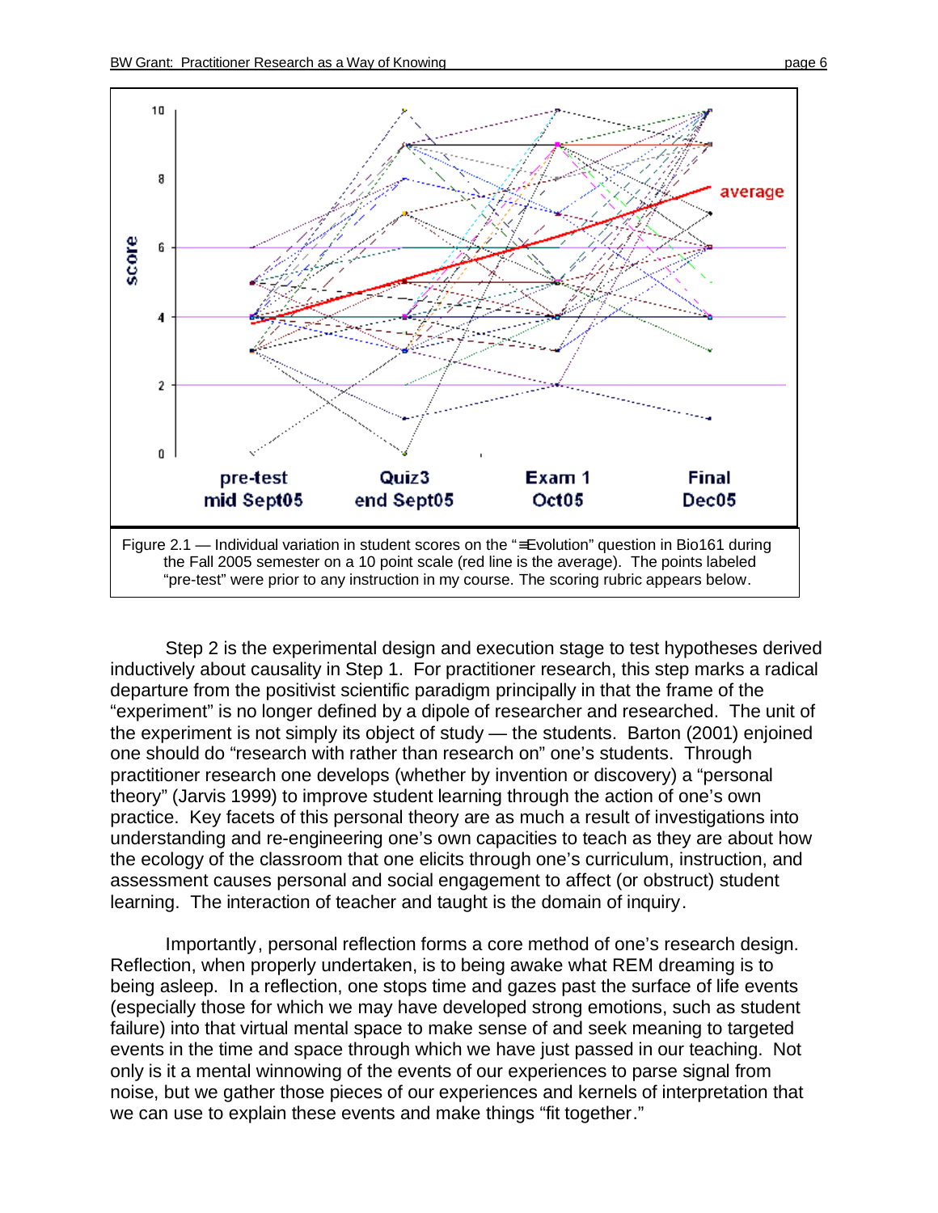Figure 2.1 — Individual variation in student scores on the "≡Evolution" question in Bio161 during the Fall 2005 semester on a 10 point scale (red line is the average). The points labeled "pre-test" were prior to any instruction in my course. The scoring rubric appears below.

Step 2 is the experimental design and execution stage to test hypotheses derived inductively about causality in Step 1. For practitioner research, this step marks a radical departure from the positivist scientific paradigm principally in that the frame of the "experiment" is no longer defined by a dipole of researcher and researched. The unit of the experiment is not simply its object of study — the students. Barton (2001) enjoined one should do "research with rather than research on" one's students. Through practitioner research one develops (whether by invention or discovery) a "personal theory" (Jarvis 1999) to improve student learning through the action of one's own practice. Key facets of this personal theory are as much a result of investigations into understanding and re-engineering one's own capacities to teach as they are about how the ecology of the classroom that one elicits through one's curriculum, instruction, and assessment causes personal and social engagement to affect (or obstruct) student learning. The interaction of teacher and taught is the domain of inquiry.

Importantly, personal reflection forms a core method of one's research design. Reflection, when properly undertaken, is to being awake what REM dreaming is to being asleep. In a reflection, one stops time and gazes past the surface of life events (especially those for which we may have developed strong emotions, such as student failure) into that virtual mental space to make sense of and seek meaning to targeted events in the time and space through which we have just passed in our teaching. Not only is it a mental winnowing of the events of our experiences to parse signal from noise, but we gather those pieces of our experiences and kernels of interpretation that we can use to explain these events and make things "fit together."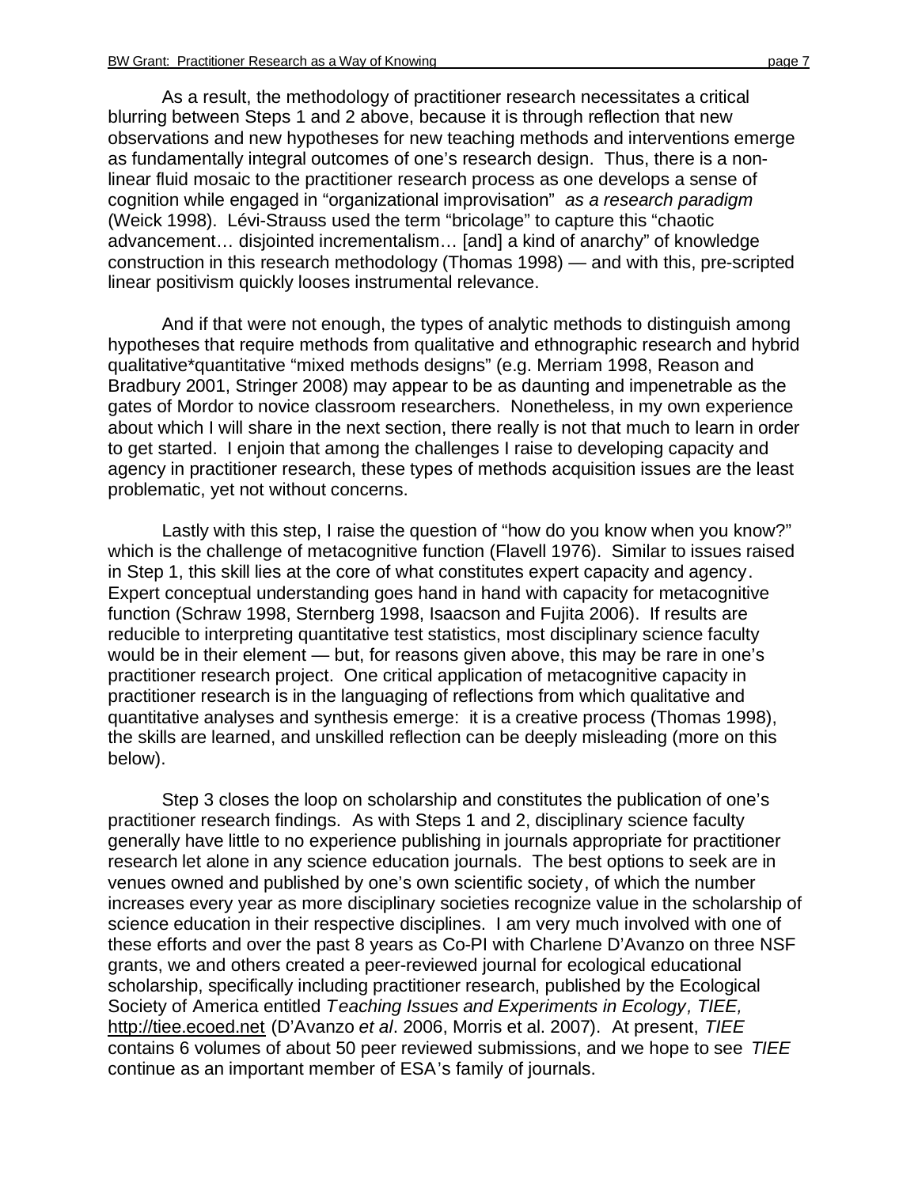As a result, the methodology of practitioner research necessitates a critical blurring between Steps 1 and 2 above, because it is through reflection that new observations and new hypotheses for new teaching methods and interventions emerge as fundamentally integral outcomes of one's research design. Thus, there is a non-linear fluid mosaic to the practitioner research process as one develops a sense of cognition while engaged in "organizational improvisation" *as a research paradigm* (Weick 1998). Lévi-Strauss used the term "bricolage" to capture this "chaotic advancement… disjointed incrementalism… [and] a kind of anarchy" of knowledge construction in this research methodology (Thomas 1998) — and with this, pre-scripted linear positivism quickly looses instrumental relevance.

And if that were not enough, the types of analytic methods to distinguish among hypotheses that require methods from qualitative and ethnographic research and hybrid qualitative*quantitative "mixed methods designs" (e.g. Merriam 1998, Reason and Bradbury 2001, Stringer 2008) may appear to be as daunting and impenetrable as the gates of Mordor to novice classroom researchers. Nonetheless, in my own experience about which I will share in the next section, there really is not that much to learn in order to get started. I enjoin that among the challenges I raise to developing capacity and agency in practitioner research, these types of methods acquisition issues are the least problematic, yet not without concerns.

Lastly with this step, I raise the question of "how do you know when you know?" which is the challenge of metacognitive function (Flavell 1976). Similar to issues raised in Step 1, this skill lies at the core of what constitutes expert capacity and agency. Expert conceptual understanding goes hand in hand with capacity for metacognitive function (Schraw 1998, Sternberg 1998, Isaacson and Fujita 2006). If results are reducible to interpreting quantitative test statistics, most disciplinary science faculty would be in their element — but, for reasons given above, this may be rare in one's practitioner research project. One critical application of metacognitive capacity in practitioner research is in the languaging of reflections from which qualitative and quantitative analyses and synthesis emerge: it is a creative process (Thomas 1998), the skills are learned, and unskilled reflection can be deeply misleading (more on this below).

Step 3 closes the loop on scholarship and constitutes the publication of one's practitioner research findings. As with Steps 1 and 2, disciplinary science faculty generally have little to no experience publishing in journals appropriate for practitioner research let alone in any science education journals. The best options to seek are in venues owned and published by one's own scientific society, of which the number increases every year as more disciplinary societies recognize value in the scholarship of science education in their respective disciplines. I am very much involved with one of these efforts and over the past 8 years as Co-PI with Charlene D'Avanzo on three NSF grants, we and others created a peer-reviewed journal for ecological educational scholarship, specifically including practitioner research, published by the Ecological Society of America entitled *Teaching Issues and Experiments in Ecology, TIEE,* http://tiee.ecoed.net (D'Avanzo *et al*. 2006, Morris et al. 2007). At present, *TIEE* contains 6 volumes of about 50 peer reviewed submissions, and we hope to see *TIEE* continue as an important member of ESA's family of journals.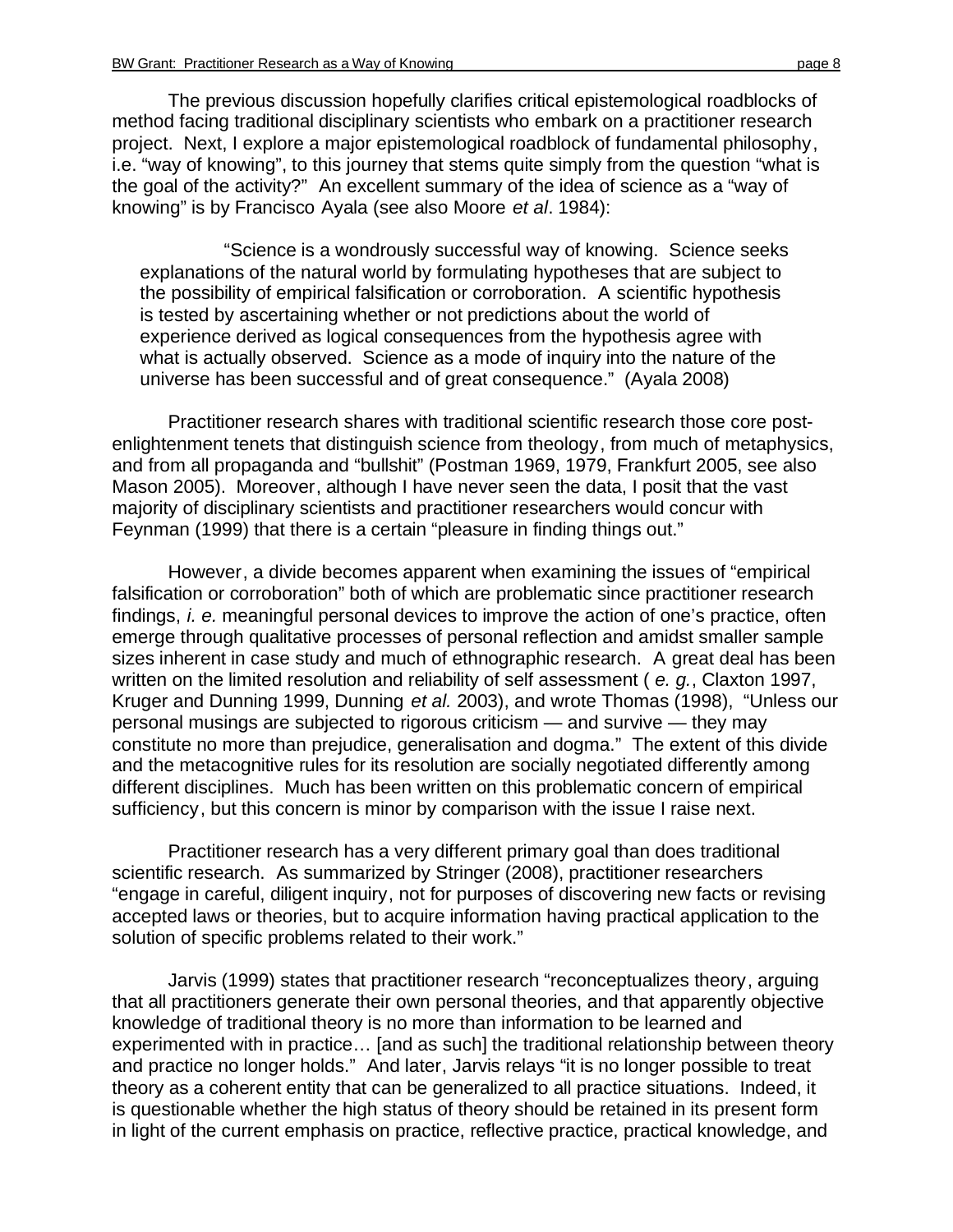The previous discussion hopefully clarifies critical epistemological roadblocks of method facing traditional disciplinary scientists who embark on a practitioner research project. Next, I explore a major epistemological roadblock of fundamental philosophy, i.e. "way of knowing", to this journey that stems quite simply from the question "what is the goal of the activity?" An excellent summary of the idea of science as a "way of knowing" is by Francisco Ayala (see also Moore *et al*. 1984):

> "Science is a wondrously successful way of knowing. Science seeks explanations of the natural world by formulating hypotheses that are subject to the possibility of empirical falsification or corroboration. A scientific hypothesis is tested by ascertaining whether or not predictions about the world of experience derived as logical consequences from the hypothesis agree with what is actually observed. Science as a mode of inquiry into the nature of the universe has been successful and of great consequence." (Ayala 2008)

Practitioner research shares with traditional scientific research those core post-enlightenment tenets that distinguish science from theology, from much of metaphysics, and from all propaganda and "bullshit" (Postman 1969, 1979, Frankfurt 2005, see also Mason 2005). Moreover, although I have never seen the data, I posit that the vast majority of disciplinary scientists and practitioner researchers would concur with Feynman (1999) that there is a certain "pleasure in finding things out."

However, a divide becomes apparent when examining the issues of "empirical falsification or corroboration" both of which are problematic since practitioner research findings, *i. e.* meaningful personal devices to improve the action of one's practice, often emerge through qualitative processes of personal reflection and amidst smaller sample sizes inherent in case study and much of ethnographic research. A great deal has been written on the limited resolution and reliability of self assessment ( *e. g.*, Claxton 1997, Kruger and Dunning 1999, Dunning *et al.* 2003), and wrote Thomas (1998), "Unless our personal musings are subjected to rigorous criticism — and survive — they may constitute no more than prejudice, generalisation and dogma." The extent of this divide and the metacognitive rules for its resolution are socially negotiated differently among different disciplines. Much has been written on this problematic concern of empirical sufficiency, but this concern is minor by comparison with the issue I raise next.

Practitioner research has a very different primary goal than does traditional scientific research. As summarized by Stringer (2008), practitioner researchers "engage in careful, diligent inquiry, not for purposes of discovering new facts or revising accepted laws or theories, but to acquire information having practical application to the solution of specific problems related to their work."

Jarvis (1999) states that practitioner research "reconceptualizes theory, arguing that all practitioners generate their own personal theories, and that apparently objective knowledge of traditional theory is no more than information to be learned and experimented with in practice… [and as such] the traditional relationship between theory and practice no longer holds." And later, Jarvis relays "it is no longer possible to treat theory as a coherent entity that can be generalized to all practice situations. Indeed, it is questionable whether the high status of theory should be retained in its present form in light of the current emphasis on practice, reflective practice, practical knowledge, and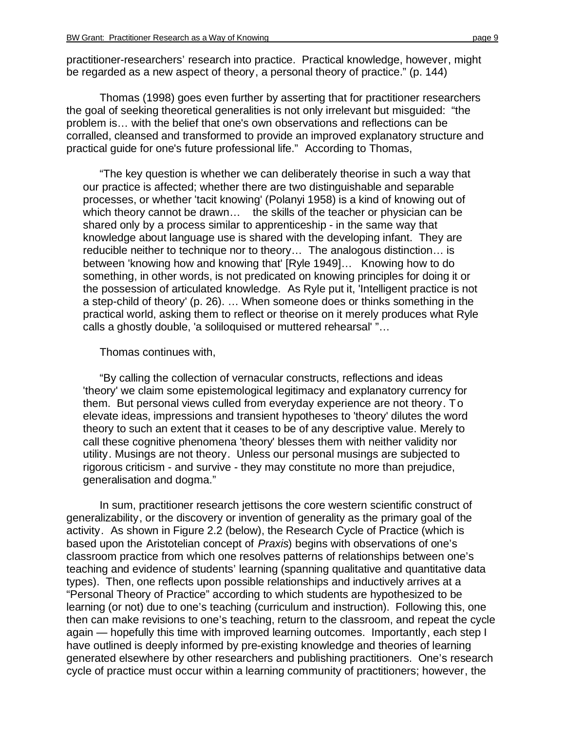practitioner-researchers' research into practice. Practical knowledge, however, might be regarded as a new aspect of theory, a personal theory of practice." (p. 144)

Thomas (1998) goes even further by asserting that for practitioner researchers the goal of seeking theoretical generalities is not only irrelevant but misguided: "the problem is… with the belief that one's own observations and reflections can be corralled, cleansed and transformed to provide an improved explanatory structure and practical guide for one's future professional life." According to Thomas,

> "The key question is whether we can deliberately theorise in such a way that our practice is affected; whether there are two distinguishable and separable processes, or whether 'tacit knowing' (Polanyi 1958) is a kind of knowing out of which theory cannot be drawn… the skills of the teacher or physician can be shared only by a process similar to apprenticeship - in the same way that knowledge about language use is shared with the developing infant. They are reducible neither to technique nor to theory… The analogous distinction… is between 'knowing how and knowing that' [Ryle 1949]… Knowing how to do something, in other words, is not predicated on knowing principles for doing it or the possession of articulated knowledge. As Ryle put it, 'Intelligent practice is not a step-child of theory' (p. 26). … When someone does or thinks something in the practical world, asking them to reflect or theorise on it merely produces what Ryle calls a ghostly double, 'a soliloquised or muttered rehearsal' "…

Thomas continues with,

> "By calling the collection of vernacular constructs, reflections and ideas 'theory' we claim some epistemological legitimacy and explanatory currency for them. But personal views culled from everyday experience are not theory. To elevate ideas, impressions and transient hypotheses to 'theory' dilutes the word theory to such an extent that it ceases to be of any descriptive value. Merely to call these cognitive phenomena 'theory' blesses them with neither validity nor utility. Musings are not theory. Unless our personal musings are subjected to rigorous criticism - and survive - they may constitute no more than prejudice, generalisation and dogma."

In sum, practitioner research jettisons the core western scientific construct of generalizability, or the discovery or invention of generality as the primary goal of the activity. As shown in Figure 2.2 (below), the Research Cycle of Practice (which is based upon the Aristotelian concept of *Praxis*) begins with observations of one's classroom practice from which one resolves patterns of relationships between one's teaching and evidence of students' learning (spanning qualitative and quantitative data types). Then, one reflects upon possible relationships and inductively arrives at a "Personal Theory of Practice" according to which students are hypothesized to be learning (or not) due to one's teaching (curriculum and instruction). Following this, one then can make revisions to one's teaching, return to the classroom, and repeat the cycle again — hopefully this time with improved learning outcomes. Importantly, each step I have outlined is deeply informed by pre-existing knowledge and theories of learning generated elsewhere by other researchers and publishing practitioners. One's research cycle of practice must occur within a learning community of practitioners; however, the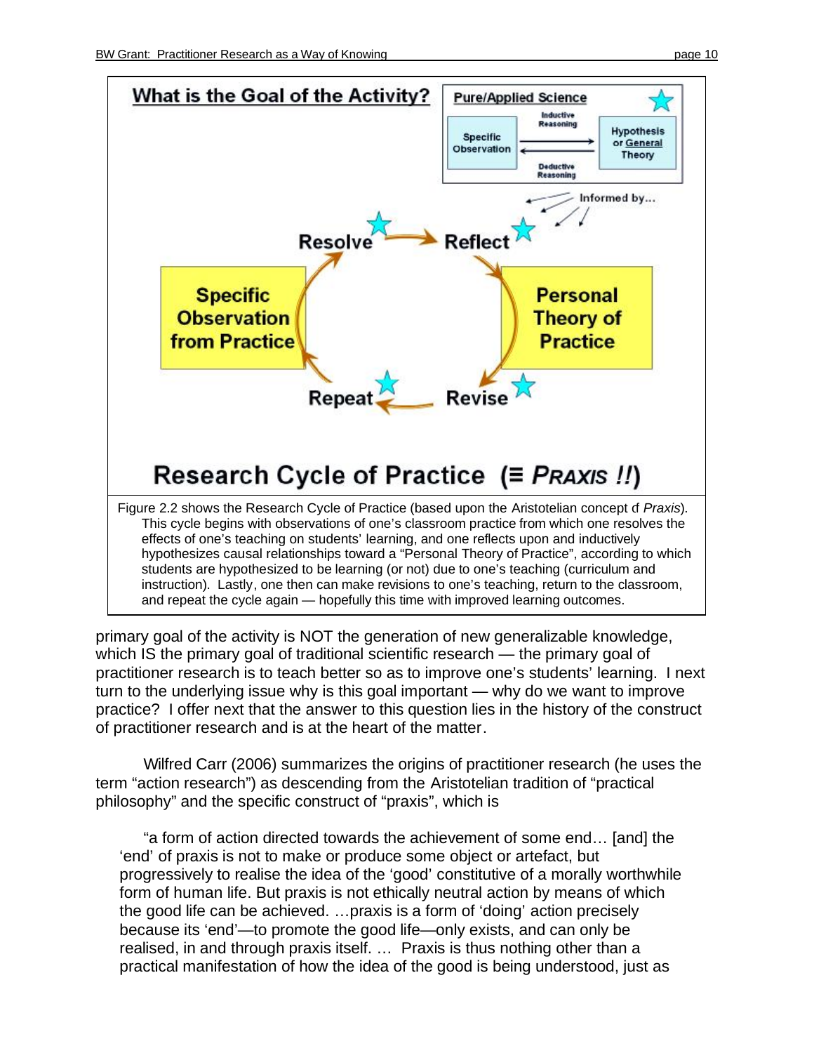Figure 2.2 shows the Research Cycle of Practice (based upon the Aristotelian concept of *Praxis*). This cycle begins with observations of one's classroom practice from which one resolves the effects of one's teaching on students' learning, and one reflects upon and inductively hypothesizes causal relationships toward a "Personal Theory of Practice", according to which students are hypothesized to be learning (or not) due to one's teaching (curriculum and instruction). Lastly, one then can make revisions to one's teaching, return to the classroom, and repeat the cycle again — hopefully this time with improved learning outcomes.

primary goal of the activity is NOT the generation of new generalizable knowledge, which IS the primary goal of traditional scientific research — the primary goal of practitioner research is to teach better so as to improve one's students' learning. I next turn to the underlying issue why is this goal important — why do we want to improve practice? I offer next that the answer to this question lies in the history of the construct of practitioner research and is at the heart of the matter.

Wilfred Carr (2006) summarizes the origins of practitioner research (he uses the term "action research") as descending from the Aristotelian tradition of "practical philosophy" and the specific construct of "praxis", which is

> "a form of action directed towards the achievement of some end… [and] the 'end' of praxis is not to make or produce some object or artefact, but progressively to realise the idea of the 'good' constitutive of a morally worthwhile form of human life. But praxis is not ethically neutral action by means of which the good life can be achieved. …praxis is a form of 'doing' action precisely because its 'end'—to promote the good life—only exists, and can only be realised, in and through praxis itself. … Praxis is thus nothing other than a practical manifestation of how the idea of the good is being understood, just as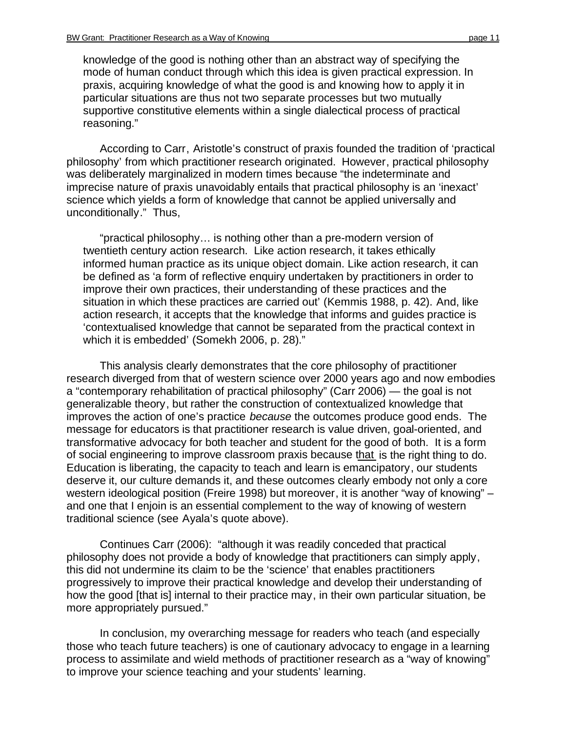knowledge of the good is nothing other than an abstract way of specifying the mode of human conduct through which this idea is given practical expression. In praxis, acquiring knowledge of what the good is and knowing how to apply it in particular situations are thus not two separate processes but two mutually supportive constitutive elements within a single dialectical process of practical reasoning."

According to Carr, Aristotle's construct of praxis founded the tradition of 'practical philosophy' from which practitioner research originated. However, practical philosophy was deliberately marginalized in modern times because "the indeterminate and imprecise nature of praxis unavoidably entails that practical philosophy is an 'inexact' science which yields a form of knowledge that cannot be applied universally and unconditionally." Thus,

> "practical philosophy… is nothing other than a pre-modern version of twentieth century action research. Like action research, it takes ethically informed human practice as its unique object domain. Like action research, it can be defined as 'a form of reflective enquiry undertaken by practitioners in order to improve their own practices, their understanding of these practices and the situation in which these practices are carried out' (Kemmis 1988, p. 42). And, like action research, it accepts that the knowledge that informs and guides practice is 'contextualised knowledge that cannot be separated from the practical context in which it is embedded' (Somekh 2006, p. 28)."

This analysis clearly demonstrates that the core philosophy of practitioner research diverged from that of western science over 2000 years ago and now embodies a "contemporary rehabilitation of practical philosophy" (Carr 2006) — the goal is not generalizable theory, but rather the construction of contextualized knowledge that improves the action of one's practice *because* the outcomes produce good ends. The message for educators is that practitioner research is value driven, goal-oriented, and transformative advocacy for both teacher and student for the good of both. It is a form of social engineering to improve classroom praxis because <u>that</u> is the right thing to do. Education is liberating, the capacity to teach and learn is emancipatory, our students deserve it, our culture demands it, and these outcomes clearly embody not only a core western ideological position (Freire 1998) but moreover, it is another "way of knowing" – and one that I enjoin is an essential complement to the way of knowing of western traditional science (see Ayala's quote above).

Continues Carr (2006): "although it was readily conceded that practical philosophy does not provide a body of knowledge that practitioners can simply apply, this did not undermine its claim to be the 'science' that enables practitioners progressively to improve their practical knowledge and develop their understanding of how the good [that is] internal to their practice may, in their own particular situation, be more appropriately pursued."

In conclusion, my overarching message for readers who teach (and especially those who teach future teachers) is one of cautionary advocacy to engage in a learning process to assimilate and wield methods of practitioner research as a "way of knowing" to improve your science teaching and your students' learning.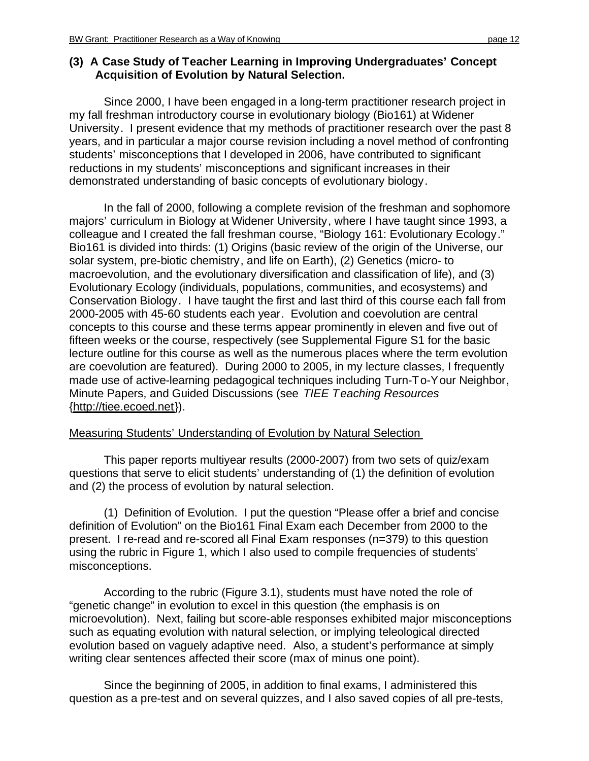### (3) A Case Study of Teacher Learning in Improving Undergraduates' Concept Acquisition of Evolution by Natural Selection.

Since 2000, I have been engaged in a long-term practitioner research project in my fall freshman introductory course in evolutionary biology (Bio161) at Widener University. I present evidence that my methods of practitioner research over the past 8 years, and in particular a major course revision including a novel method of confronting students' misconceptions that I developed in 2006, have contributed to significant reductions in my students' misconceptions and significant increases in their demonstrated understanding of basic concepts of evolutionary biology.

In the fall of 2000, following a complete revision of the freshman and sophomore majors' curriculum in Biology at Widener University, where I have taught since 1993, a colleague and I created the fall freshman course, "Biology 161: Evolutionary Ecology." Bio161 is divided into thirds: (1) Origins (basic review of the origin of the Universe, our solar system, pre-biotic chemistry, and life on Earth), (2) Genetics (micro- to macroevolution, and the evolutionary diversification and classification of life), and (3) Evolutionary Ecology (individuals, populations, communities, and ecosystems) and Conservation Biology. I have taught the first and last third of this course each fall from 2000-2005 with 45-60 students each year. Evolution and coevolution are central concepts to this course and these terms appear prominently in eleven and five out of fifteen weeks or the course, respectively (see Supplemental Figure S1 for the basic lecture outline for this course as well as the numerous places where the term evolution are coevolution are featured). During 2000 to 2005, in my lecture classes, I frequently made use of active-learning pedagogical techniques including Turn-To-Your Neighbor, Minute Papers, and Guided Discussions (see *TIEE Teaching Resources* {http://tiee.ecoed.net}).

#### Measuring Students' Understanding of Evolution by Natural Selection

This paper reports multiyear results (2000-2007) from two sets of quiz/exam questions that serve to elicit students' understanding of (1) the definition of evolution and (2) the process of evolution by natural selection.

(1) Definition of Evolution. I put the question "Please offer a brief and concise definition of Evolution" on the Bio161 Final Exam each December from 2000 to the present. I re-read and re-scored all Final Exam responses (n=379) to this question using the rubric in Figure 1, which I also used to compile frequencies of students' misconceptions.

According to the rubric (Figure 3.1), students must have noted the role of "genetic change" in evolution to excel in this question (the emphasis is on microevolution). Next, failing but score-able responses exhibited major misconceptions such as equating evolution with natural selection, or implying teleological directed evolution based on vaguely adaptive need. Also, a student's performance at simply writing clear sentences affected their score (max of minus one point).

Since the beginning of 2005, in addition to final exams, I administered this question as a pre-test and on several quizzes, and I also saved copies of all pre-tests,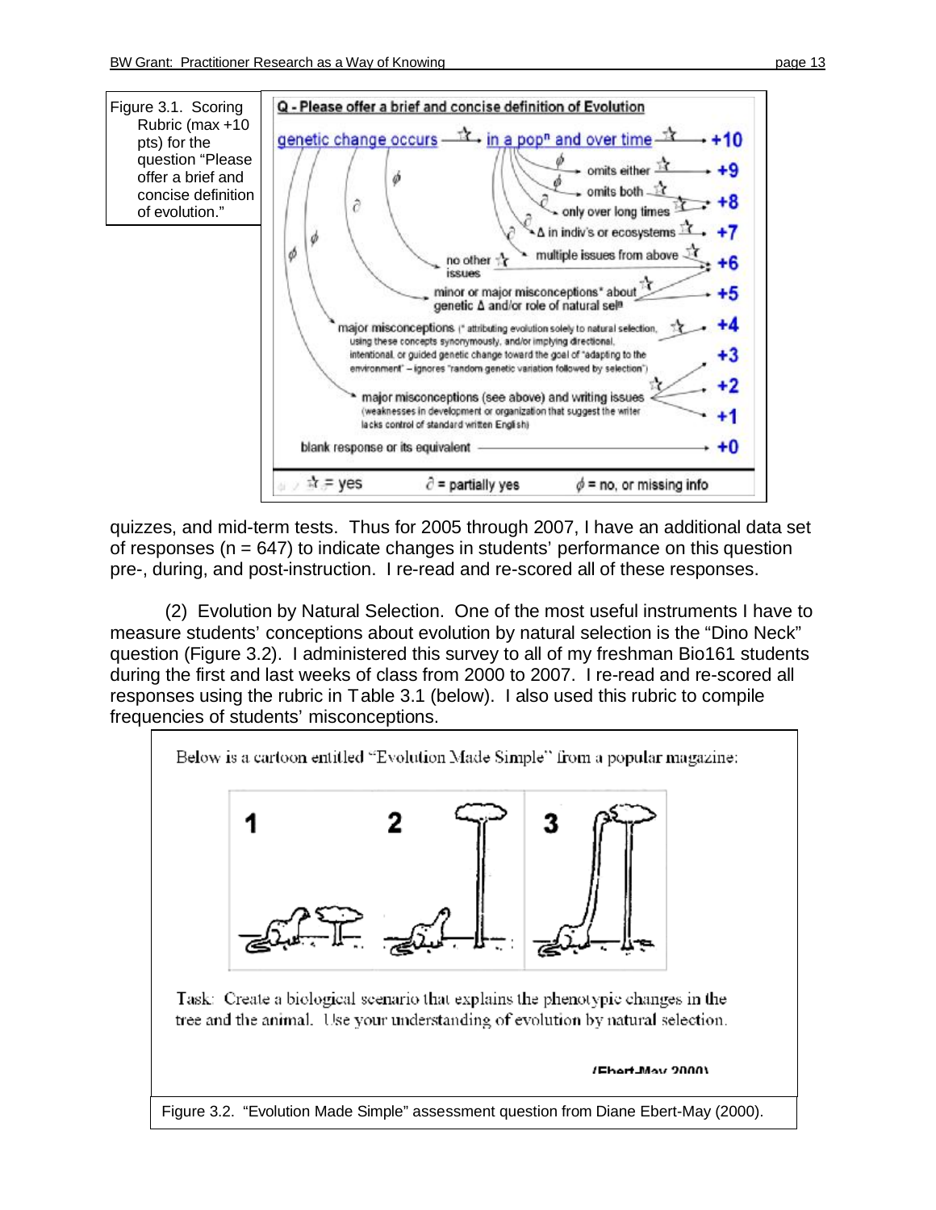Figure 3.1. Scoring Rubric (max +10 pts) for the question "Please offer a brief and concise definition of evolution."

**Q - Please offer a brief and concise definition of Evolution**

genetic change occurs → in a pop$^n$ and over time → +10

- omits either → +9
- omits both → +8
- only over long times → +8
- Δ in indiv's or ecosystems → +7
- multiple issues from above → +6
- no other issues → +6
- minor or major misconceptions* about genetic Δ and/or role of natural sel$^n$ → +5
- major misconceptions (* attributing evolution solely to natural selection, using these concepts synonymously, and/or implying directional, intentional, or guided genetic change toward the goal of "adapting to the environment" – ignores "random genetic variation followed by selection") → +4, +3
- major misconceptions (see above) and writing issues (weaknesses in development or organization that suggest the writer lacks control of standard written English) → +2, +1
- blank response or its equivalent → +0

☆ = yes ∂ = partially yes ϕ = no, or missing info

quizzes, and mid-term tests. Thus for 2005 through 2007, I have an additional data set of responses (n = 647) to indicate changes in students' performance on this question pre-, during, and post-instruction. I re-read and re-scored all of these responses.

(2) Evolution by Natural Selection. One of the most useful instruments I have to measure students' conceptions about evolution by natural selection is the "Dino Neck" question (Figure 3.2). I administered this survey to all of my freshman Bio161 students during the first and last weeks of class from 2000 to 2007. I re-read and re-scored all responses using the rubric in Table 3.1 (below). I also used this rubric to compile frequencies of students' misconceptions.

Below is a cartoon entitled "Evolution Made Simple" from a popular magazine:

Task: Create a biological scenario that explains the phenotypic changes in the tree and the animal. Use your understanding of evolution by natural selection.

(Ebert-May 2000)

Figure 3.2. "Evolution Made Simple" assessment question from Diane Ebert-May (2000).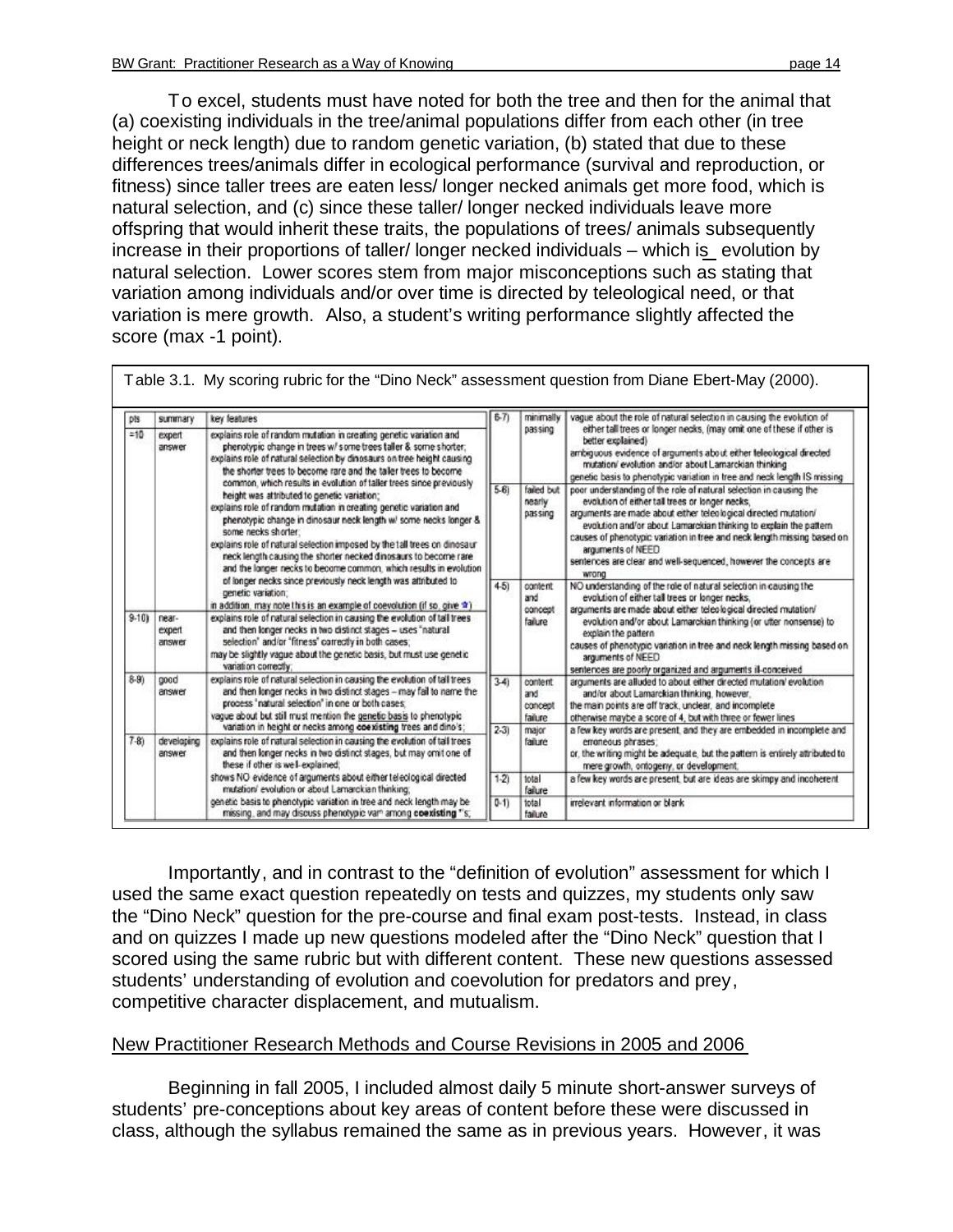To excel, students must have noted for both the tree and then for the animal that (a) coexisting individuals in the tree/animal populations differ from each other (in tree height or neck length) due to random genetic variation, (b) stated that due to these differences trees/animals differ in ecological performance (survival and reproduction, or fitness) since taller trees are eaten less/ longer necked animals get more food, which is natural selection, and (c) since these taller/ longer necked individuals leave more offspring that would inherit these traits, the populations of trees/ animals subsequently increase in their proportions of taller/ longer necked individuals – which is evolution by natural selection. Lower scores stem from major misconceptions such as stating that variation among individuals and/or over time is directed by teleological need, or that variation is mere growth. Also, a student's writing performance slightly affected the score (max -1 point).

Table 3.1. My scoring rubric for the "Dino Neck" assessment question from Diane Ebert-May (2000).

| pts | summary | key features |
|---|---|---|
| =10 | expert answer | explains role of random mutation in creating genetic variation and phenotypic change in trees w/ some trees taller & some shorter; explains role of natural selection by dinosaurs on tree height causing the shorter trees to become rare and the taller trees to become common, which results in evolution of taller trees since previously height was attributed to genetic variation; explains role of random mutation in creating genetic variation and phenotypic change in dinosaur neck length w/ some necks longer & some necks shorter; explains role of natural selection imposed by the tall trees on dinosaur neck length causing the shorter necked dinosaurs to become rare and the longer necks to become common, which results in evolution of longer necks since previously neck length was attributed to genetic variation; in addition, may note this is an example of coevolution (if so, give ☆) |
| 9-10) | near-expert answer | explains role of natural selection in causing the evolution of tall trees and then longer necks in two distinct stages – uses "natural selection" and/or "fitness" correctly in both cases; may be slightly vague about the genetic basis, but must use genetic variation correctly; |
| 8-9) | good answer | explains role of natural selection in causing the evolution of tall trees and then longer necks in two distinct stages – may fail to name the process "natural selection" in one or both cases; vague about but still must mention the genetic basis to phenotypic variation in height or necks among **coexisting** trees and dino's; |
| 7-8) | developing answer | explains role of natural selection in causing the evolution of tall trees and then longer necks in two distinct stages, but may omit one of these if other is well-explained; shows NO evidence of arguments about either teleological directed mutation/ evolution or about Lamarckian thinking; genetic basis to phenotypic variation in tree and neck length may be missing, and may discuss phenotypic var among **coexisting** "'s; |
| 6-7) | minimally passing | vague about the role of natural selection in causing the evolution of either tall trees or longer necks, (may omit one of these if other is better explained); ambiguous evidence of arguments about either teleological directed mutation/ evolution and/or about Lamarckian thinking; genetic basis to phenotypic variation in tree and neck length IS missing |
| 5-6) | failed but nearly passing | poor understanding of the role of natural selection in causing the evolution of either tall trees or longer necks; arguments are made about either teleological directed mutation/ evolution and/or about Lamarckian thinking to explain the pattern; causes of phenotypic variation in tree and neck length missing based on arguments of NEED; sentences are clear and well-sequenced, however the concepts are wrong |
| 4-5) | content and concept failure | NO understanding of the role of natural selection in causing the evolution of either tall trees or longer necks; arguments are made about either teleological directed mutation/ evolution and/or about Lamarckian thinking (or utter nonsense) to explain the pattern; causes of phenotypic variation in tree and neck length missing based on arguments of NEED; sentences are poorly organized and arguments ill-conceived |
| 3-4) | content and concept failure | arguments are alluded to about either directed mutation/ evolution and/or about Lamarckian thinking, however, the main points are off track, unclear, and incomplete; otherwise maybe a score of 4, but with three or fewer lines |
| 2-3) | major failure | a few key words are present, and they are embedded in incomplete and erroneous phrases; or, the writing might be adequate, but the pattern is entirely attributed to mere growth, ontogeny, or development; |
| 1-2) | total failure | a few key words are present, but are ideas are skimpy and incoherent |
| 0-1) | total failure | irrelevant information or blank |

Importantly, and in contrast to the "definition of evolution" assessment for which I used the same exact question repeatedly on tests and quizzes, my students only saw the "Dino Neck" question for the pre-course and final exam post-tests. Instead, in class and on quizzes I made up new questions modeled after the "Dino Neck" question that I scored using the same rubric but with different content. These new questions assessed students' understanding of evolution and coevolution for predators and prey, competitive character displacement, and mutualism.

## New Practitioner Research Methods and Course Revisions in 2005 and 2006

Beginning in fall 2005, I included almost daily 5 minute short-answer surveys of students' pre-conceptions about key areas of content before these were discussed in class, although the syllabus remained the same as in previous years. However, it was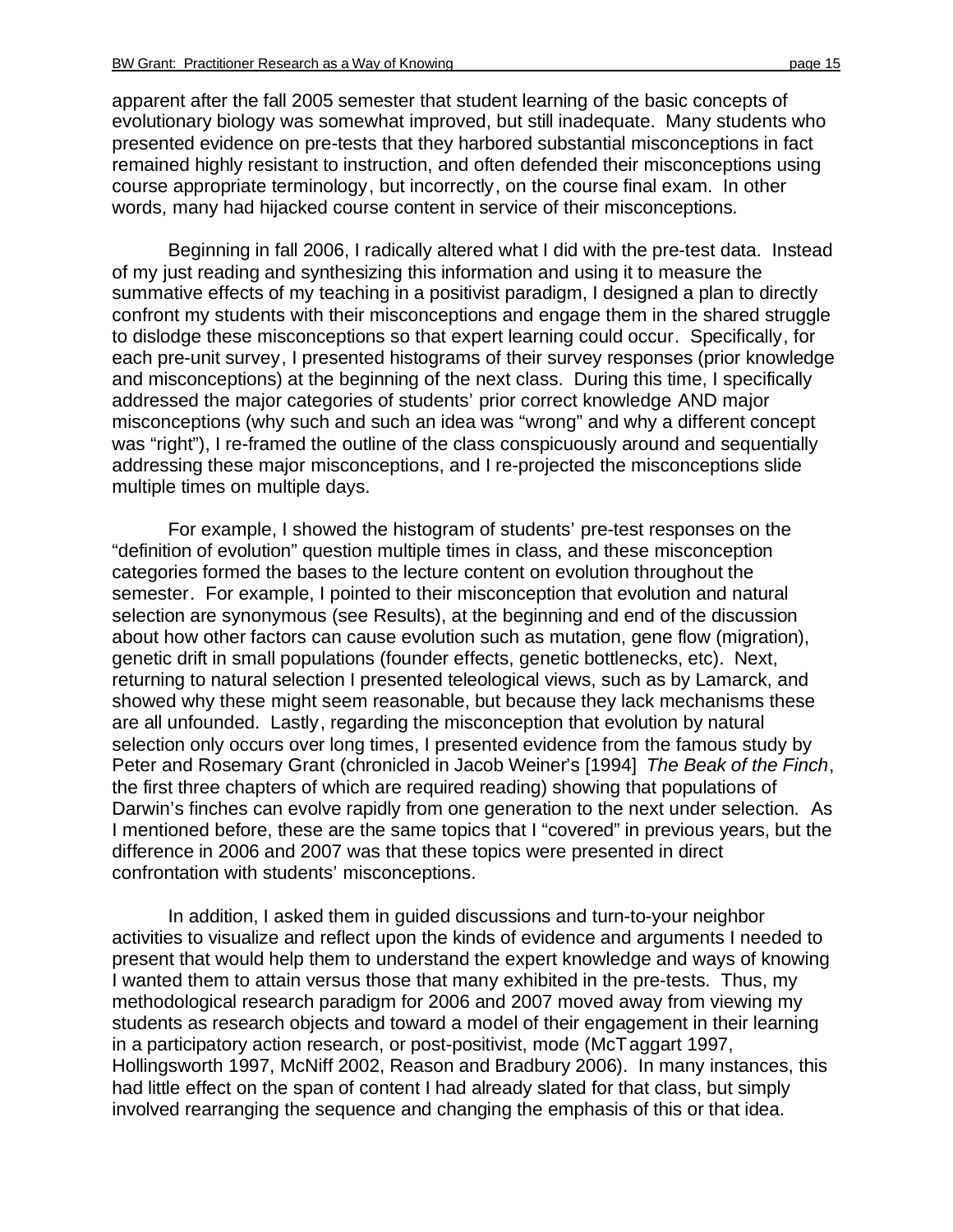apparent after the fall 2005 semester that student learning of the basic concepts of evolutionary biology was somewhat improved, but still inadequate. Many students who presented evidence on pre-tests that they harbored substantial misconceptions in fact remained highly resistant to instruction, and often defended their misconceptions using course appropriate terminology, but incorrectly, on the course final exam. In other words, many had hijacked course content in service of their misconceptions.

Beginning in fall 2006, I radically altered what I did with the pre-test data. Instead of my just reading and synthesizing this information and using it to measure the summative effects of my teaching in a positivist paradigm, I designed a plan to directly confront my students with their misconceptions and engage them in the shared struggle to dislodge these misconceptions so that expert learning could occur. Specifically, for each pre-unit survey, I presented histograms of their survey responses (prior knowledge and misconceptions) at the beginning of the next class. During this time, I specifically addressed the major categories of students' prior correct knowledge AND major misconceptions (why such and such an idea was "wrong" and why a different concept was "right"), I re-framed the outline of the class conspicuously around and sequentially addressing these major misconceptions, and I re-projected the misconceptions slide multiple times on multiple days.

For example, I showed the histogram of students' pre-test responses on the "definition of evolution" question multiple times in class, and these misconception categories formed the bases to the lecture content on evolution throughout the semester. For example, I pointed to their misconception that evolution and natural selection are synonymous (see Results), at the beginning and end of the discussion about how other factors can cause evolution such as mutation, gene flow (migration), genetic drift in small populations (founder effects, genetic bottlenecks, etc). Next, returning to natural selection I presented teleological views, such as by Lamarck, and showed why these might seem reasonable, but because they lack mechanisms these are all unfounded. Lastly, regarding the misconception that evolution by natural selection only occurs over long times, I presented evidence from the famous study by Peter and Rosemary Grant (chronicled in Jacob Weiner's [1994] *The Beak of the Finch*, the first three chapters of which are required reading) showing that populations of Darwin's finches can evolve rapidly from one generation to the next under selection. As I mentioned before, these are the same topics that I "covered" in previous years, but the difference in 2006 and 2007 was that these topics were presented in direct confrontation with students' misconceptions.

In addition, I asked them in guided discussions and turn-to-your neighbor activities to visualize and reflect upon the kinds of evidence and arguments I needed to present that would help them to understand the expert knowledge and ways of knowing I wanted them to attain versus those that many exhibited in the pre-tests. Thus, my methodological research paradigm for 2006 and 2007 moved away from viewing my students as research objects and toward a model of their engagement in their learning in a participatory action research, or post-positivist, mode (McTaggart 1997, Hollingsworth 1997, McNiff 2002, Reason and Bradbury 2006). In many instances, this had little effect on the span of content I had already slated for that class, but simply involved rearranging the sequence and changing the emphasis of this or that idea.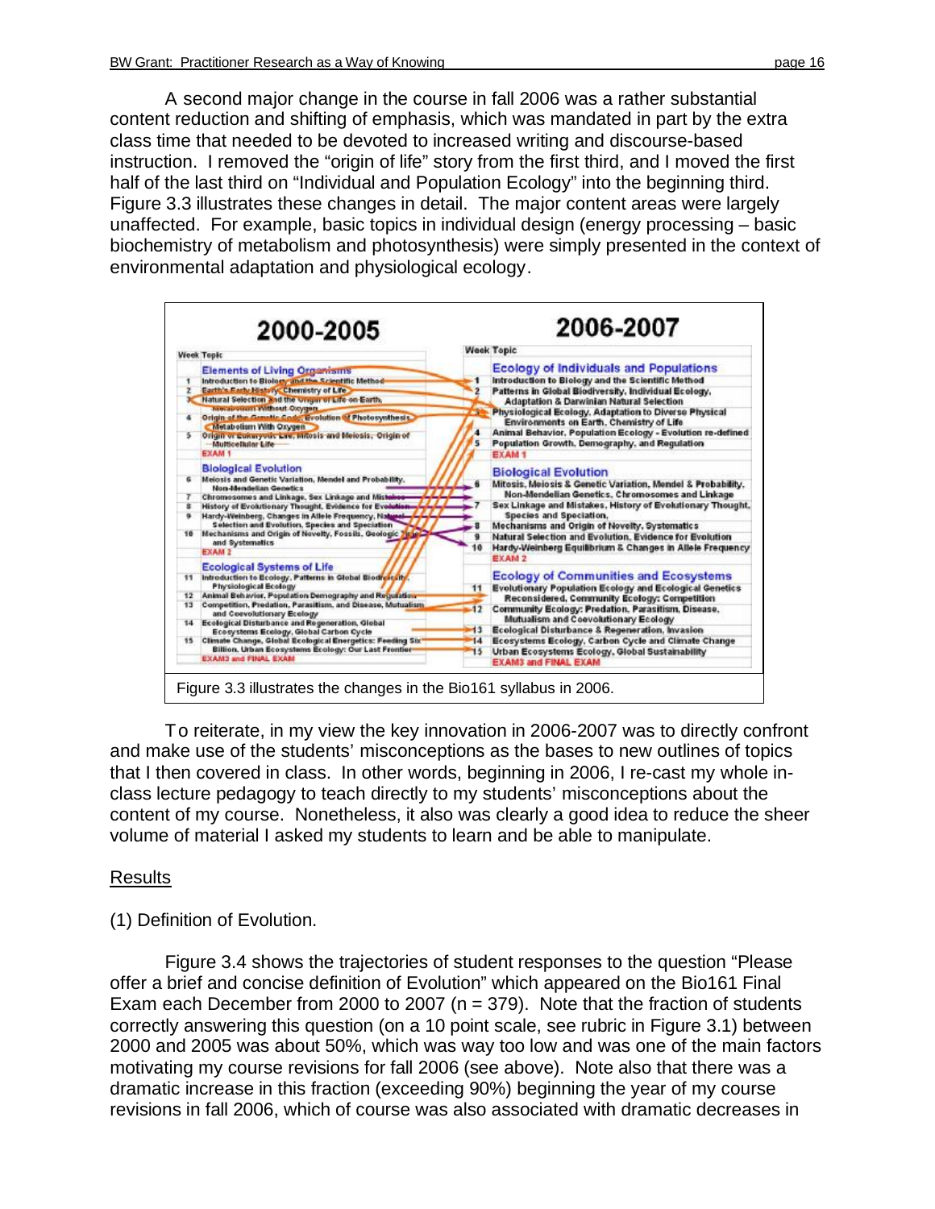A second major change in the course in fall 2006 was a rather substantial content reduction and shifting of emphasis, which was mandated in part by the extra class time that needed to be devoted to increased writing and discourse-based instruction. I removed the "origin of life" story from the first third, and I moved the first half of the last third on "Individual and Population Ecology" into the beginning third. Figure 3.3 illustrates these changes in detail. The major content areas were largely unaffected. For example, basic topics in individual design (energy processing – basic biochemistry of metabolism and photosynthesis) were simply presented in the context of environmental adaptation and physiological ecology.

**2000-2005**

| Week | Topic |
|---|---|
| | **Elements of Living Organisms** |
| 1 | Introduction to Biology and the Scientific Method |
| 2 | Earth's Early History, Chemistry of Life |
| 3 | Natural Selection and the Origin of Life on Earth, Metabolism Without Oxygen |
| 4 | Origin of the Genetic Code, Evolution of Photosynthesis, Metabolism With Oxygen |
| 5 | Origin of Eukaryotic Life, Mitosis and Meiosis, Origin of Multicellular Life |
| | EXAM 1 |
| | **Biological Evolution** |
| 6 | Meiosis and Genetic Variation, Mendel and Probability, Non-Mendelian Genetics |
| 7 | Chromosomes and Linkage, Sex Linkage and Mistakes |
| 8 | History of Evolutionary Thought, Evidence for Evolution |
| 9 | Hardy-Weinberg, Changes in Allele Frequency, Natural Selection and Evolution, Species and Speciation |
| 10 | Mechanisms and Origin of Novelty, Fossils, Geologic Time and Systematics |
| | EXAM 2 |
| | **Ecological Systems of Life** |
| 11 | Introduction to Ecology, Patterns in Global Biodiversity, Physiological Ecology |
| 12 | Animal Behavior, Population Demography and Regulation |
| 13 | Competition, Predation, Parasitism, and Disease, Mutualism and Coevolutionary Ecology |
| 14 | Ecological Disturbance and Regeneration, Global Ecosystems Ecology, Global Carbon Cycle |
| 15 | Climate Change, Global Ecological Energetics: Feeding Six Billion, Urban Ecosystems Ecology: Our Last Frontier |
| | EXAM3 and FINAL EXAM |

**2006-2007**

| Week | Topic |
|---|---|
| | **Ecology of Individuals and Populations** |
| 1 | Introduction to Biology and the Scientific Method |
| 2 | Patterns in Global Biodiversity, Individual Ecology, Adaptation & Darwinian Natural Selection |
| 3 | Physiological Ecology, Adaptation to Diverse Physical Environments on Earth, Chemistry of Life |
| 4 | Animal Behavior, Population Ecology - Evolution re-defined |
| 5 | Population Growth, Demography, and Regulation |
| | EXAM 1 |
| | **Biological Evolution** |
| 6 | Mitosis, Meiosis & Genetic Variation, Mendel & Probability, Non-Mendelian Genetics, Chromosomes and Linkage |
| 7 | Sex Linkage and Mistakes, History of Evolutionary Thought, Species and Speciation |
| 8 | Mechanisms and Origin of Novelty, Systematics |
| 9 | Natural Selection and Evolution, Evidence for Evolution |
| 10 | Hardy-Weinberg Equilibrium & Changes in Allele Frequency |
| | EXAM 2 |
| | **Ecology of Communities and Ecosystems** |
| 11 | Evolutionary Population Ecology and Ecological Genetics Reconsidered, Community Ecology: Competition |
| 12 | Community Ecology: Predation, Parasitism, Disease, Mutualism and Coevolutionary Ecology |
| 13 | Ecological Disturbance & Regeneration, Invasion |
| 14 | Ecosystems Ecology, Carbon Cycle and Climate Change |
| 15 | Urban Ecosystems Ecology, Global Sustainability |
| | EXAM3 and FINAL EXAM |

Figure 3.3 illustrates the changes in the Bio161 syllabus in 2006.

To reiterate, in my view the key innovation in 2006-2007 was to directly confront and make use of the students' misconceptions as the bases to new outlines of topics that I then covered in class. In other words, beginning in 2006, I re-cast my whole in-class lecture pedagogy to teach directly to my students' misconceptions about the content of my course. Nonetheless, it also was clearly a good idea to reduce the sheer volume of material I asked my students to learn and be able to manipulate.

## Results

(1) Definition of Evolution.

Figure 3.4 shows the trajectories of student responses to the question "Please offer a brief and concise definition of Evolution" which appeared on the Bio161 Final Exam each December from 2000 to 2007 (n = 379). Note that the fraction of students correctly answering this question (on a 10 point scale, see rubric in Figure 3.1) between 2000 and 2005 was about 50%, which was way too low and was one of the main factors motivating my course revisions for fall 2006 (see above). Note also that there was a dramatic increase in this fraction (exceeding 90%) beginning the year of my course revisions in fall 2006, which of course was also associated with dramatic decreases in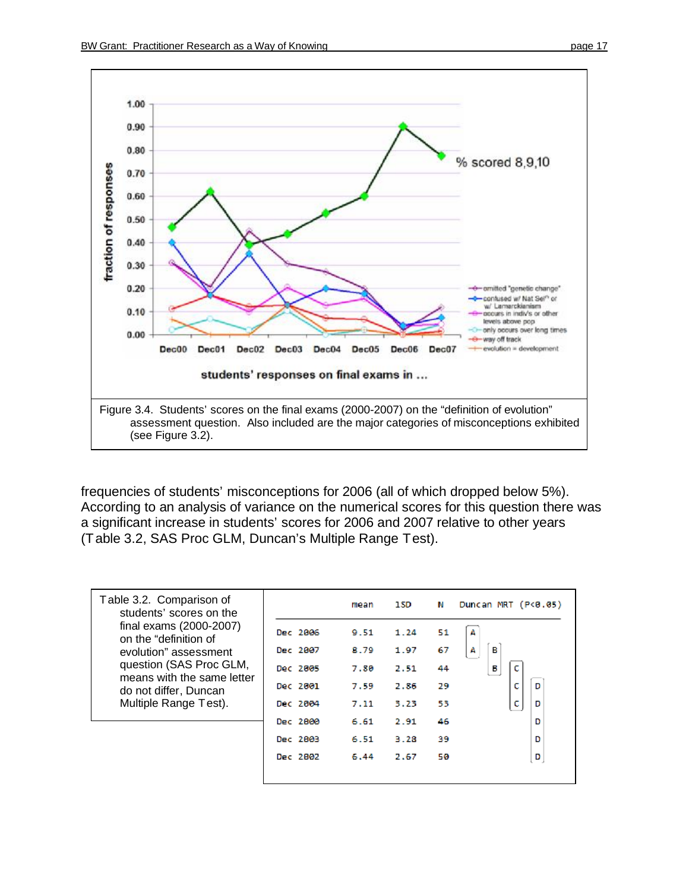Figure 3.4. Students' scores on the final exams (2000-2007) on the "definition of evolution" assessment question. Also included are the major categories of misconceptions exhibited (see Figure 3.2).

frequencies of students' misconceptions for 2006 (all of which dropped below 5%). According to an analysis of variance on the numerical scores for this question there was a significant increase in students' scores for 2006 and 2007 relative to other years (Table 3.2, SAS Proc GLM, Duncan's Multiple Range Test).

Table 3.2. Comparison of students' scores on the final exams (2000-2007) on the "definition of evolution" assessment question (SAS Proc GLM, means with the same letter do not differ, Duncan Multiple Range Test).

| | mean | 1SD | N | Duncan MRT (P<0.05) | | | |
|---|---|---|---|---|---|---|---|
| Dec 2006 | 9.51 | 1.24 | 51 | A | | | |
| Dec 2007 | 8.79 | 1.97 | 67 | A | B | | |
| Dec 2005 | 7.80 | 2.51 | 44 | | B | C | |
| Dec 2001 | 7.59 | 2.86 | 29 | | | C | D |
| Dec 2004 | 7.11 | 3.23 | 53 | | | C | D |
| Dec 2000 | 6.61 | 2.91 | 46 | | | | D |
| Dec 2003 | 6.51 | 3.28 | 39 | | | | D |
| Dec 2002 | 6.44 | 2.67 | 50 | | | | D |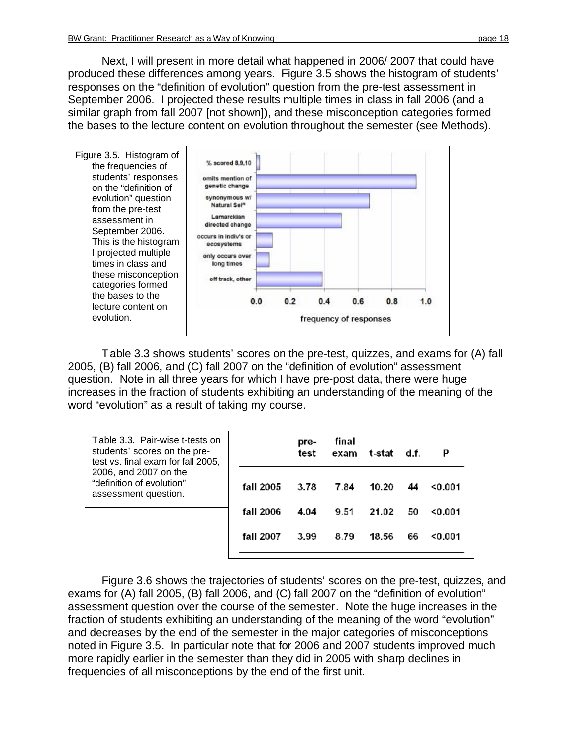Next, I will present in more detail what happened in 2006/ 2007 that could have produced these differences among years. Figure 3.5 shows the histogram of students' responses on the "definition of evolution" question from the pre-test assessment in September 2006. I projected these results multiple times in class in fall 2006 (and a similar graph from fall 2007 [not shown]), and these misconception categories formed the bases to the lecture content on evolution throughout the semester (see Methods).

Figure 3.5. Histogram of the frequencies of students' responses on the "definition of evolution" question from the pre-test assessment in September 2006. This is the histogram I projected multiple times in class and these misconception categories formed the bases to the lecture content on evolution.

Table 3.3 shows students' scores on the pre-test, quizzes, and exams for (A) fall 2005, (B) fall 2006, and (C) fall 2007 on the "definition of evolution" assessment question. Note in all three years for which I have pre-post data, there were huge increases in the fraction of students exhibiting an understanding of the meaning of the word "evolution" as a result of taking my course.

Table 3.3. Pair-wise t-tests on students' scores on the pre-test vs. final exam for fall 2005, 2006, and 2007 on the "definition of evolution" assessment question.

| | pre-test | final exam | t-stat | d.f. | P |
|---|---|---|---|---|---|
| fall 2005 | 3.78 | 7.84 | 10.20 | 44 | <0.001 |
| fall 2006 | 4.04 | 9.51 | 21.02 | 50 | <0.001 |
| fall 2007 | 3.99 | 8.79 | 18.56 | 66 | <0.001 |

Figure 3.6 shows the trajectories of students' scores on the pre-test, quizzes, and exams for (A) fall 2005, (B) fall 2006, and (C) fall 2007 on the "definition of evolution" assessment question over the course of the semester. Note the huge increases in the fraction of students exhibiting an understanding of the meaning of the word "evolution" and decreases by the end of the semester in the major categories of misconceptions noted in Figure 3.5. In particular note that for 2006 and 2007 students improved much more rapidly earlier in the semester than they did in 2005 with sharp declines in frequencies of all misconceptions by the end of the first unit.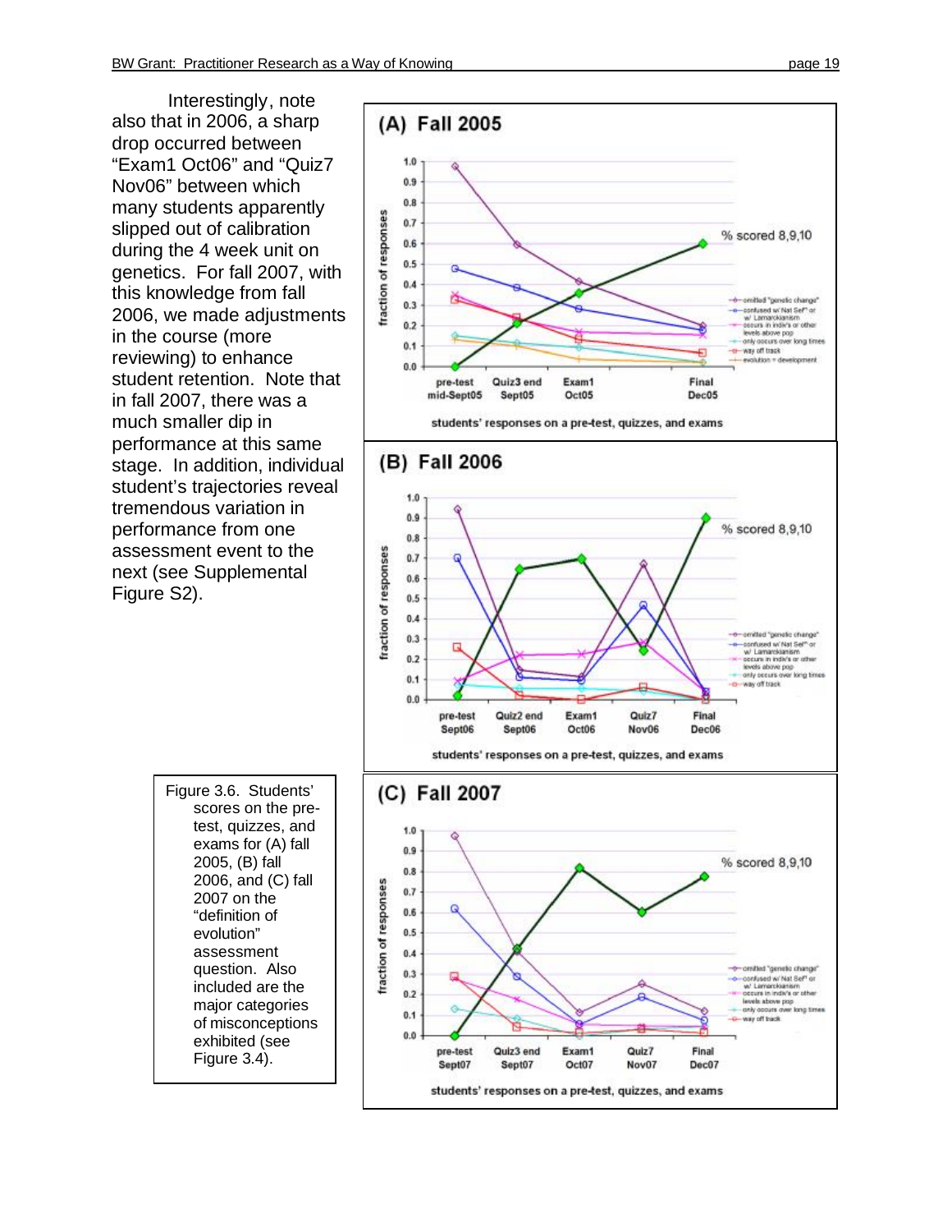Interestingly, note also that in 2006, a sharp drop occurred between "Exam1 Oct06" and "Quiz7 Nov06" between which many students apparently slipped out of calibration during the 4 week unit on genetics. For fall 2007, with this knowledge from fall 2006, we made adjustments in the course (more reviewing) to enhance student retention. Note that in fall 2007, there was a much smaller dip in performance at this same stage. In addition, individual student's trajectories reveal tremendous variation in performance from one assessment event to the next (see Supplemental Figure S2).

Figure 3.6. Students' scores on the pre-test, quizzes, and exams for (A) fall 2005, (B) fall 2006, and (C) fall 2007 on the "definition of evolution" assessment question. Also included are the major categories of misconceptions exhibited (see Figure 3.4).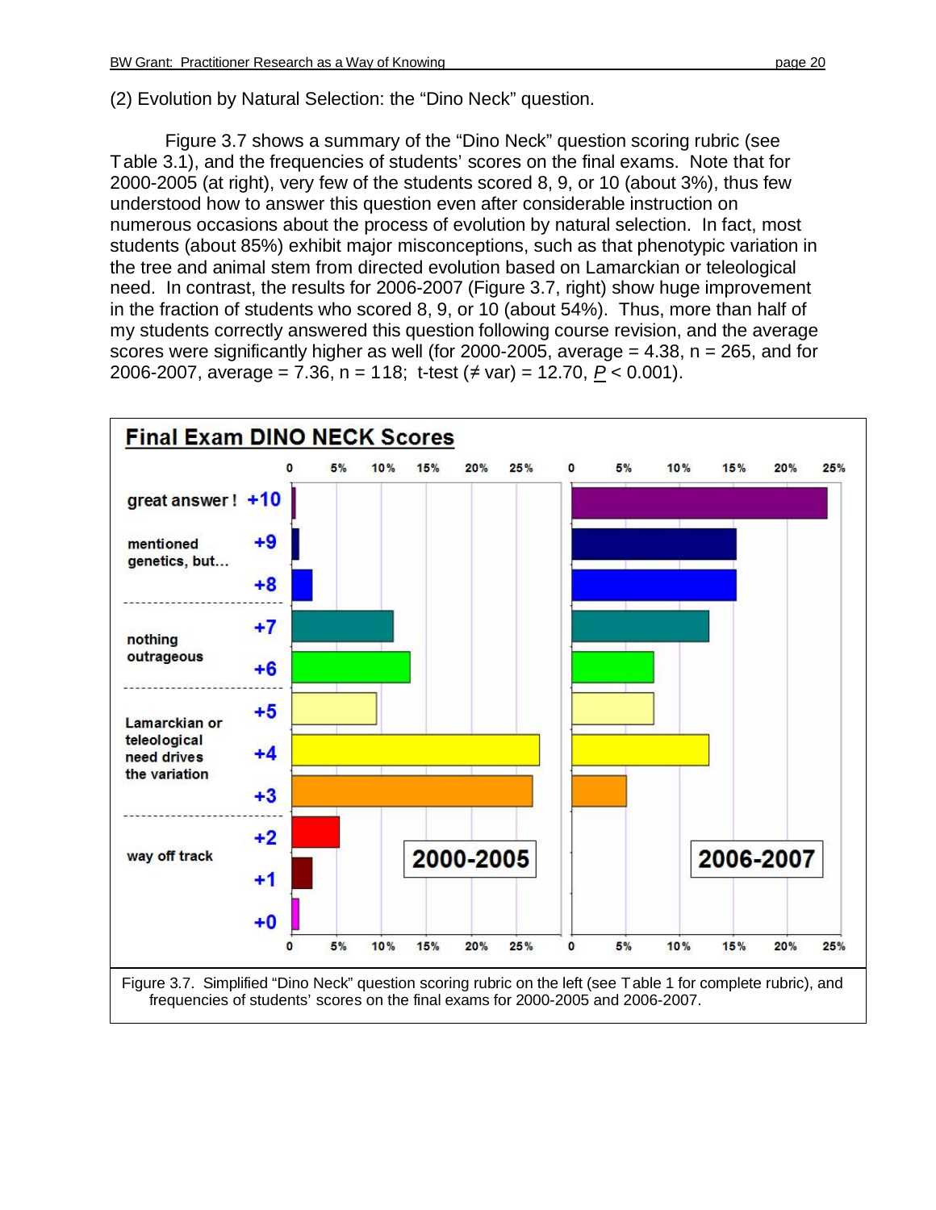(2) Evolution by Natural Selection: the "Dino Neck" question.

Figure 3.7 shows a summary of the "Dino Neck" question scoring rubric (see Table 3.1), and the frequencies of students' scores on the final exams. Note that for 2000-2005 (at right), very few of the students scored 8, 9, or 10 (about 3%), thus few understood how to answer this question even after considerable instruction on numerous occasions about the process of evolution by natural selection. In fact, most students (about 85%) exhibit major misconceptions, such as that phenotypic variation in the tree and animal stem from directed evolution based on Lamarckian or teleological need. In contrast, the results for 2006-2007 (Figure 3.7, right) show huge improvement in the fraction of students who scored 8, 9, or 10 (about 54%). Thus, more than half of my students correctly answered this question following course revision, and the average scores were significantly higher as well (for 2000-2005, average = 4.38, n = 265, and for 2006-2007, average = 7.36, n = 118; t-test (≠ var) = 12.70, $\underline{P} < 0.001$).

Figure 3.7. Simplified "Dino Neck" question scoring rubric on the left (see Table 1 for complete rubric), and frequencies of students' scores on the final exams for 2000-2005 and 2006-2007.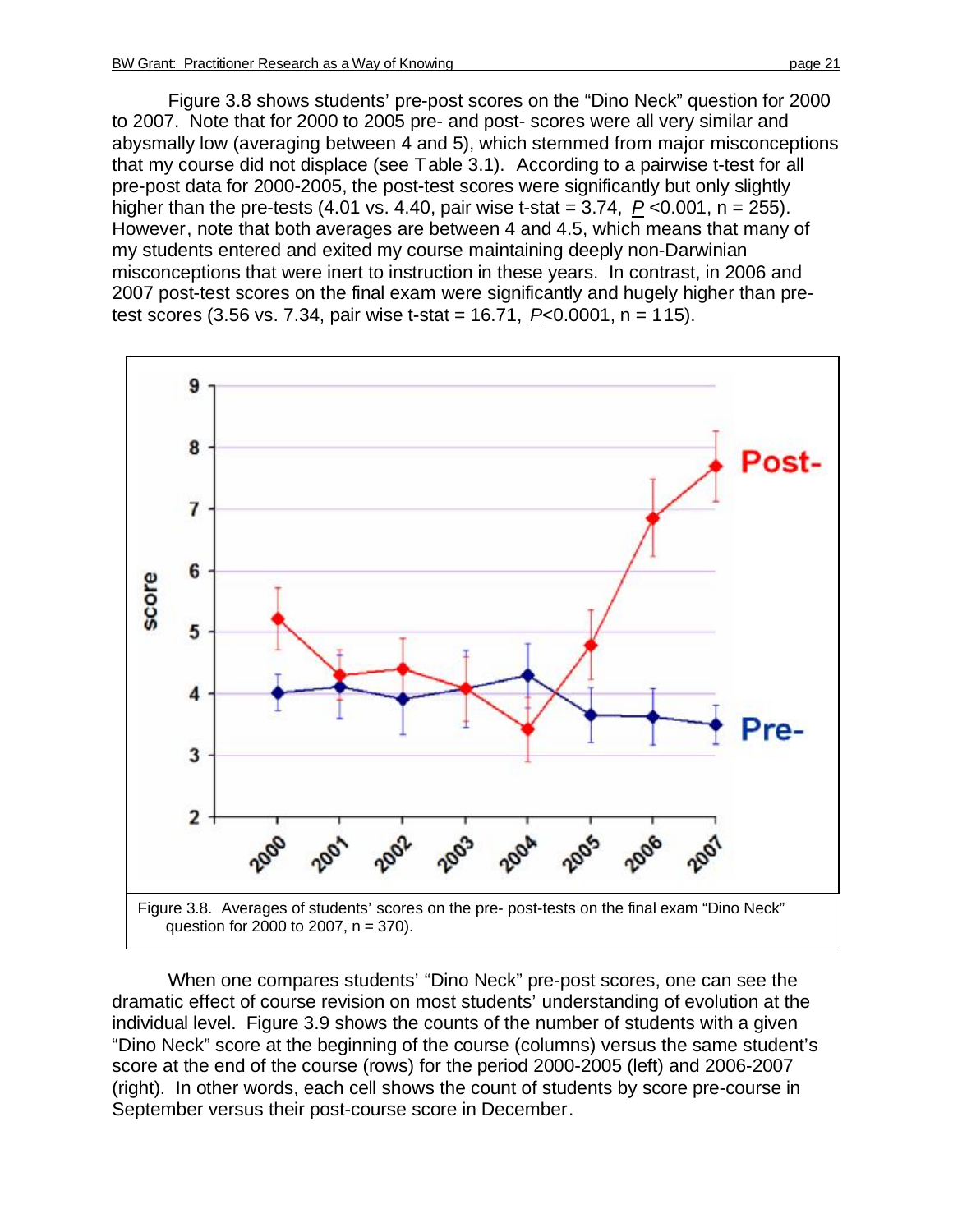Figure 3.8 shows students' pre-post scores on the "Dino Neck" question for 2000 to 2007. Note that for 2000 to 2005 pre- and post- scores were all very similar and abysmally low (averaging between 4 and 5), which stemmed from major misconceptions that my course did not displace (see Table 3.1). According to a pairwise t-test for all pre-post data for 2000-2005, the post-test scores were significantly but only slightly higher than the pre-tests (4.01 vs. 4.40, pair wise t-stat = 3.74, $P < 0.001$, n = 255). However, note that both averages are between 4 and 4.5, which means that many of my students entered and exited my course maintaining deeply non-Darwinian misconceptions that were inert to instruction in these years. In contrast, in 2006 and 2007 post-test scores on the final exam were significantly and hugely higher than pre-test scores (3.56 vs. 7.34, pair wise t-stat = 16.71, $P < 0.0001$, n = 115).

Figure 3.8. Averages of students' scores on the pre- post-tests on the final exam "Dino Neck" question for 2000 to 2007, n = 370).

When one compares students' "Dino Neck" pre-post scores, one can see the dramatic effect of course revision on most students' understanding of evolution at the individual level. Figure 3.9 shows the counts of the number of students with a given "Dino Neck" score at the beginning of the course (columns) versus the same student's score at the end of the course (rows) for the period 2000-2005 (left) and 2006-2007 (right). In other words, each cell shows the count of students by score pre-course in September versus their post-course score in December.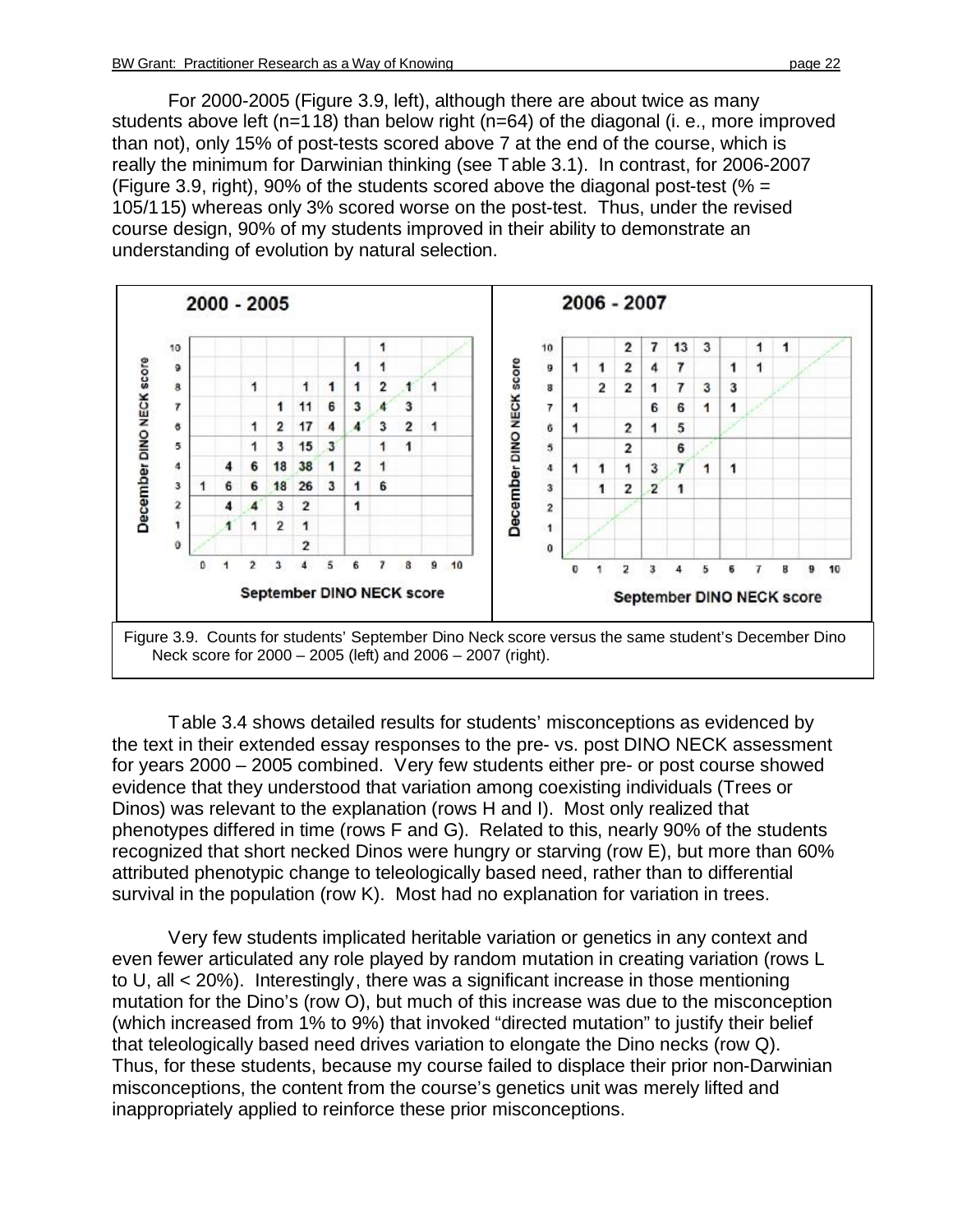For 2000-2005 (Figure 3.9, left), although there are about twice as many students above left (n=118) than below right (n=64) of the diagonal (i. e., more improved than not), only 15% of post-tests scored above 7 at the end of the course, which is really the minimum for Darwinian thinking (see Table 3.1). In contrast, for 2006-2007 (Figure 3.9, right), 90% of the students scored above the diagonal post-test (% = 105/115) whereas only 3% scored worse on the post-test. Thus, under the revised course design, 90% of my students improved in their ability to demonstrate an understanding of evolution by natural selection.

Figure 3.9. Counts for students' September Dino Neck score versus the same student's December Dino Neck score for 2000 – 2005 (left) and 2006 – 2007 (right).

Table 3.4 shows detailed results for students' misconceptions as evidenced by the text in their extended essay responses to the pre- vs. post DINO NECK assessment for years 2000 – 2005 combined. Very few students either pre- or post course showed evidence that they understood that variation among coexisting individuals (Trees or Dinos) was relevant to the explanation (rows H and I). Most only realized that phenotypes differed in time (rows F and G). Related to this, nearly 90% of the students recognized that short necked Dinos were hungry or starving (row E), but more than 60% attributed phenotypic change to teleologically based need, rather than to differential survival in the population (row K). Most had no explanation for variation in trees.

Very few students implicated heritable variation or genetics in any context and even fewer articulated any role played by random mutation in creating variation (rows L to U, all < 20%). Interestingly, there was a significant increase in those mentioning mutation for the Dino's (row O), but much of this increase was due to the misconception (which increased from 1% to 9%) that invoked "directed mutation" to justify their belief that teleologically based need drives variation to elongate the Dino necks (row Q). Thus, for these students, because my course failed to displace their prior non-Darwinian misconceptions, the content from the course's genetics unit was merely lifted and inappropriately applied to reinforce these prior misconceptions.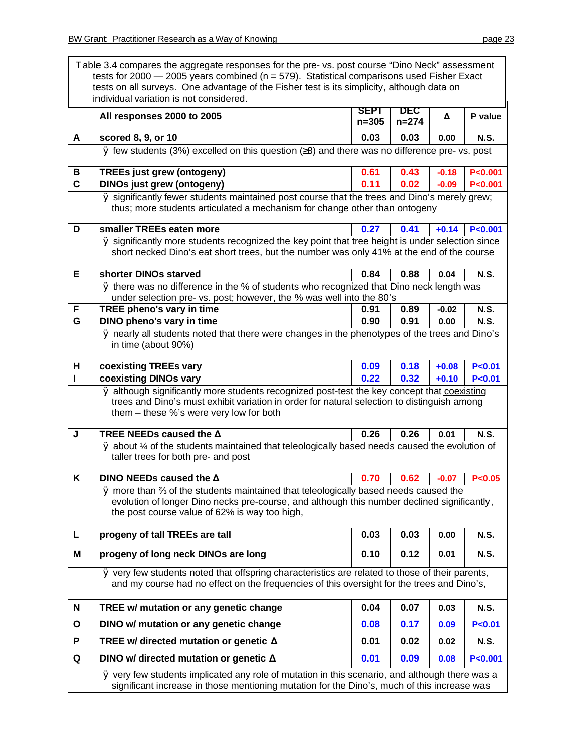Table 3.4 compares the aggregate responses for the pre- vs. post course "Dino Neck" assessment tests for 2000 — 2005 years combined (n = 579). Statistical comparisons used Fisher Exact tests on all surveys. One advantage of the Fisher test is its simplicity, although data on individual variation is not considered.

| | All responses 2000 to 2005 | SEPT n=305 | DEC n=274 | Δ | P value |
|---|---|---|---|---|---|
| A | **scored 8, 9, or 10** | 0.03 | 0.03 | 0.00 | N.S. |
| | ÿ few students (3%) excelled on this question (≥8) and there was no difference pre- vs. post | | | | |
| B | **TREEs just grew (ontogeny)** | 0.61 | 0.43 | -0.18 | P<0.001 |
| C | **DINOs just grew (ontogeny)** | 0.11 | 0.02 | -0.09 | P<0.001 |
| | ÿ significantly fewer students maintained post course that the trees and Dino's merely grew; thus; more students articulated a mechanism for change other than ontogeny | | | | |
| D | **smaller TREEs eaten more** | 0.27 | 0.41 | +0.14 | P<0.001 |
| | ÿ significantly more students recognized the key point that tree height is under selection since short necked Dino's eat short trees, but the number was only 41% at the end of the course | | | | |
| E | **shorter DINOs starved** | 0.84 | 0.88 | 0.04 | N.S. |
| | ÿ there was no difference in the % of students who recognized that Dino neck length was under selection pre- vs. post; however, the % was well into the 80's | | | | |
| F | **TREE pheno's vary in time** | 0.91 | 0.89 | -0.02 | N.S. |
| G | **DINO pheno's vary in time** | 0.90 | 0.91 | 0.00 | N.S. |
| | ÿ nearly all students noted that there were changes in the phenotypes of the trees and Dino's in time (about 90%) | | | | |
| H | **coexisting TREEs vary** | 0.09 | 0.18 | +0.08 | P<0.01 |
| I | **coexisting DINOs vary** | 0.22 | 0.32 | +0.10 | P<0.01 |
| | ÿ although significantly more students recognized post-test the key concept that coexisting trees and Dino's must exhibit variation in order for natural selection to distinguish among them – these %'s were very low for both | | | | |
| J | **TREE NEEDs caused the Δ** | 0.26 | 0.26 | 0.01 | N.S. |
| | ÿ about ¼ of the students maintained that teleologically based needs caused the evolution of taller trees for both pre- and post | | | | |
| K | **DINO NEEDs caused the Δ** | 0.70 | 0.62 | -0.07 | P<0.05 |
| | ÿ more than ⅔ of the students maintained that teleologically based needs caused the evolution of longer Dino necks pre-course, and although this number declined significantly, the post course value of 62% is way too high, | | | | |
| L | **progeny of tall TREEs are tall** | 0.03 | 0.03 | 0.00 | N.S. |
| M | **progeny of long neck DINOs are long** | 0.10 | 0.12 | 0.01 | N.S. |
| | ÿ very few students noted that offspring characteristics are related to those of their parents, and my course had no effect on the frequencies of this oversight for the trees and Dino's, | | | | |
| N | **TREE w/ mutation or any genetic change** | 0.04 | 0.07 | 0.03 | N.S. |
| O | **DINO w/ mutation or any genetic change** | 0.08 | 0.17 | 0.09 | P<0.01 |
| P | **TREE w/ directed mutation or genetic Δ** | 0.01 | 0.02 | 0.02 | N.S. |
| Q | **DINO w/ directed mutation or genetic Δ** | 0.01 | 0.09 | 0.08 | P<0.001 |
| | ÿ very few students implicated any role of mutation in this scenario, and although there was a significant increase in those mentioning mutation for the Dino's, much of this increase was | | | | |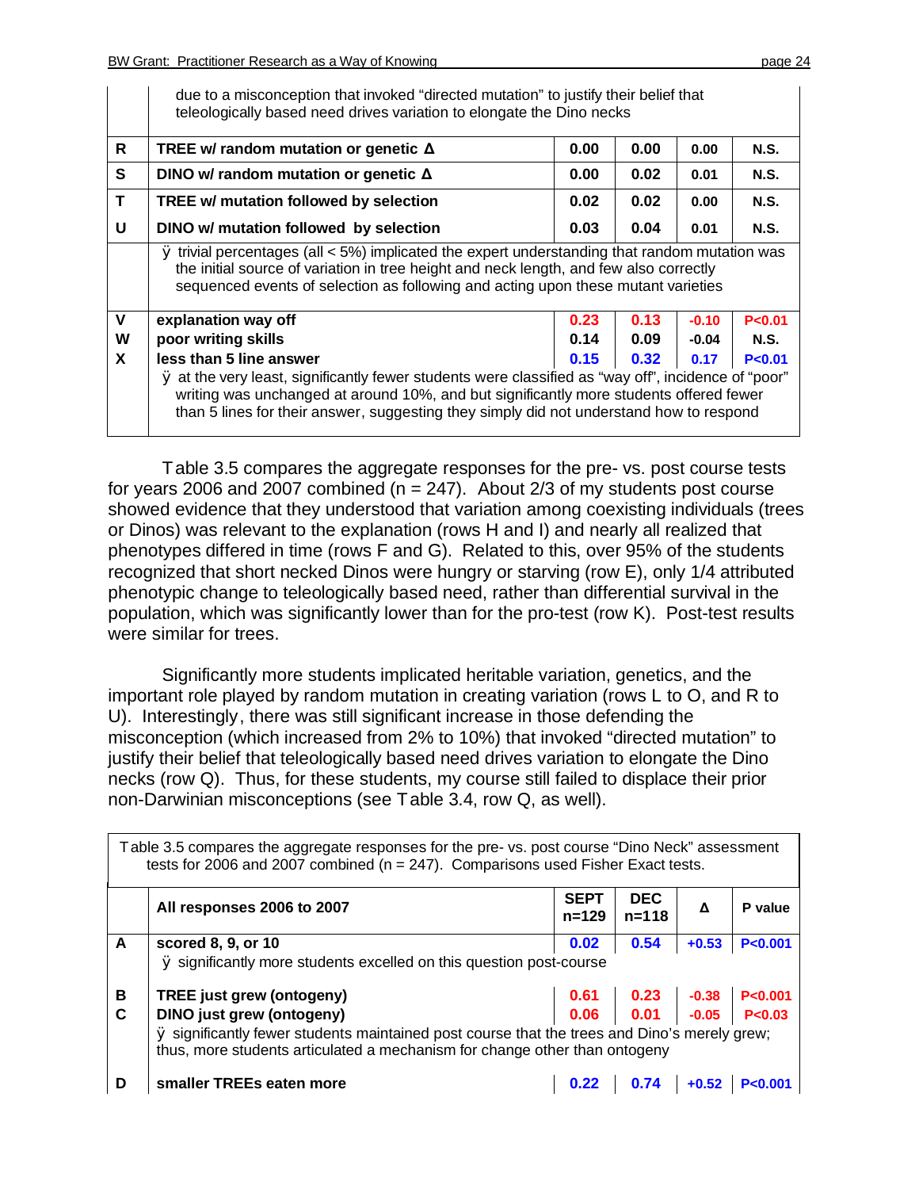| | due to a misconception that invoked "directed mutation" to justify their belief that teleologically based need drives variation to elongate the Dino necks | | | | |
|---|---|---|---|---|---|
| **R** | **TREE w/ random mutation or genetic Δ** | **0.00** | **0.00** | **0.00** | **N.S.** |
| **S** | **DINO w/ random mutation or genetic Δ** | **0.00** | **0.02** | **0.01** | **N.S.** |
| **T** | **TREE w/ mutation followed by selection** | **0.02** | **0.02** | **0.00** | **N.S.** |
| **U** | **DINO w/ mutation followed by selection** | **0.03** | **0.04** | **0.01** | **N.S.** |
| | ÿ trivial percentages (all < 5%) implicated the expert understanding that random mutation was the initial source of variation in tree height and neck length, and few also correctly sequenced events of selection as following and acting upon these mutant varieties | | | | |
| **V** | **explanation way off** | **0.23** | **0.13** | **-0.10** | **P<0.01** |
| **W** | **poor writing skills** | **0.14** | **0.09** | **-0.04** | **N.S.** |
| **X** | **less than 5 line answer** | **0.15** | **0.32** | **0.17** | **P<0.01** |
| | ÿ at the very least, significantly fewer students were classified as "way off", incidence of "poor" writing was unchanged at around 10%, and but significantly more students offered fewer than 5 lines for their answer, suggesting they simply did not understand how to respond | | | | |

Table 3.5 compares the aggregate responses for the pre- vs. post course tests for years 2006 and 2007 combined (n = 247). About 2/3 of my students post course showed evidence that they understood that variation among coexisting individuals (trees or Dinos) was relevant to the explanation (rows H and I) and nearly all realized that phenotypes differed in time (rows F and G). Related to this, over 95% of the students recognized that short necked Dinos were hungry or starving (row E), only 1/4 attributed phenotypic change to teleologically based need, rather than differential survival in the population, which was significantly lower than for the pro-test (row K). Post-test results were similar for trees.

Significantly more students implicated heritable variation, genetics, and the important role played by random mutation in creating variation (rows L to O, and R to U). Interestingly, there was still significant increase in those defending the misconception (which increased from 2% to 10%) that invoked "directed mutation" to justify their belief that teleologically based need drives variation to elongate the Dino necks (row Q). Thus, for these students, my course still failed to displace their prior non-Darwinian misconceptions (see Table 3.4, row Q, as well).

Table 3.5 compares the aggregate responses for the pre- vs. post course "Dino Neck" assessment tests for 2006 and 2007 combined (n = 247). Comparisons used Fisher Exact tests.

| | **All responses 2006 to 2007** | **SEPT n=129** | **DEC n=118** | **Δ** | **P value** |
|---|---|---|---|---|---|
| **A** | **scored 8, 9, or 10** | **0.02** | **0.54** | **+0.53** | **P<0.001** |
| | ÿ significantly more students excelled on this question post-course | | | | |
| **B** | **TREE just grew (ontogeny)** | **0.61** | **0.23** | **-0.38** | **P<0.001** |
| **C** | **DINO just grew (ontogeny)** | **0.06** | **0.01** | **-0.05** | **P<0.03** |
| | ÿ significantly fewer students maintained post course that the trees and Dino's merely grew; thus, more students articulated a mechanism for change other than ontogeny | | | | |
| **D** | **smaller TREEs eaten more** | **0.22** | **0.74** | **+0.52** | **P<0.001** |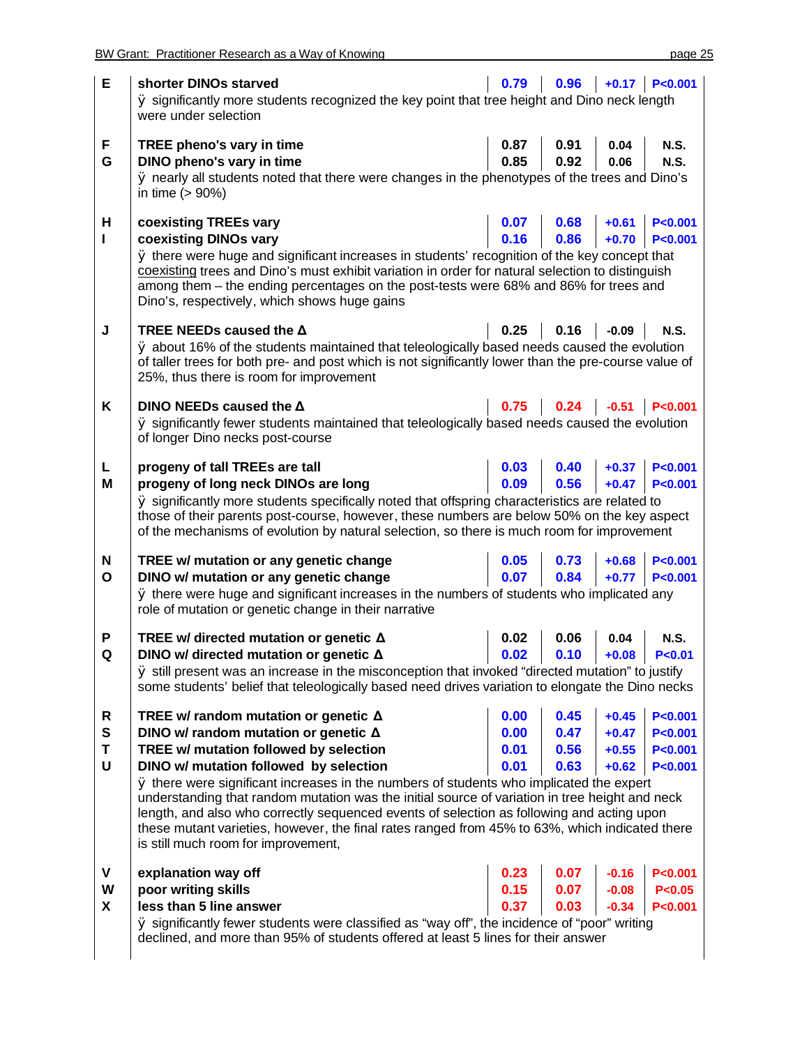| | | Pre | Post | Δ | p |
|---|---|---|---|---|---|
| E | **shorter DINOs starved** | 0.79 | 0.96 | +0.17 | P<0.001 |
| | ÿ significantly more students recognized the key point that tree height and Dino neck length were under selection | | | | |
| F | **TREE pheno's vary in time** | 0.87 | 0.91 | 0.04 | N.S. |
| G | **DINO pheno's vary in time** | 0.85 | 0.92 | 0.06 | N.S. |
| | ÿ nearly all students noted that there were changes in the phenotypes of the trees and Dino's in time (> 90%) | | | | |
| H | **coexisting TREEs vary** | 0.07 | 0.68 | +0.61 | P<0.001 |
| I | **coexisting DINOs vary** | 0.16 | 0.86 | +0.70 | P<0.001 |
| | ÿ there were huge and significant increases in students' recognition of the key concept that coexisting trees and Dino's must exhibit variation in order for natural selection to distinguish among them – the ending percentages on the post-tests were 68% and 86% for trees and Dino's, respectively, which shows huge gains | | | | |
| J | **TREE NEEDs caused the Δ** | 0.25 | 0.16 | -0.09 | N.S. |
| | ÿ about 16% of the students maintained that teleologically based needs caused the evolution of taller trees for both pre- and post which is not significantly lower than the pre-course value of 25%, thus there is room for improvement | | | | |
| K | **DINO NEEDs caused the Δ** | 0.75 | 0.24 | -0.51 | P<0.001 |
| | ÿ significantly fewer students maintained that teleologically based needs caused the evolution of longer Dino necks post-course | | | | |
| L | **progeny of tall TREEs are tall** | 0.03 | 0.40 | +0.37 | P<0.001 |
| M | **progeny of long neck DINOs are long** | 0.09 | 0.56 | +0.47 | P<0.001 |
| | ÿ significantly more students specifically noted that offspring characteristics are related to those of their parents post-course, however, these numbers are below 50% on the key aspect of the mechanisms of evolution by natural selection, so there is much room for improvement | | | | |
| N | **TREE w/ mutation or any genetic change** | 0.05 | 0.73 | +0.68 | P<0.001 |
| O | **DINO w/ mutation or any genetic change** | 0.07 | 0.84 | +0.77 | P<0.001 |
| | ÿ there were huge and significant increases in the numbers of students who implicated any role of mutation or genetic change in their narrative | | | | |
| P | **TREE w/ directed mutation or genetic Δ** | 0.02 | 0.06 | 0.04 | N.S. |
| Q | **DINO w/ directed mutation or genetic Δ** | 0.02 | 0.10 | +0.08 | P<0.01 |
| | ÿ still present was an increase in the misconception that invoked "directed mutation" to justify some students' belief that teleologically based need drives variation to elongate the Dino necks | | | | |
| R | **TREE w/ random mutation or genetic Δ** | 0.00 | 0.45 | +0.45 | P<0.001 |
| S | **DINO w/ random mutation or genetic Δ** | 0.00 | 0.47 | +0.47 | P<0.001 |
| T | **TREE w/ mutation followed by selection** | 0.01 | 0.56 | +0.55 | P<0.001 |
| U | **DINO w/ mutation followed by selection** | 0.01 | 0.63 | +0.62 | P<0.001 |
| | ÿ there were significant increases in the numbers of students who implicated the expert understanding that random mutation was the initial source of variation in tree height and neck length, and also who correctly sequenced events of selection as following and acting upon these mutant varieties, however, the final rates ranged from 45% to 63%, which indicated there is still much room for improvement, | | | | |
| V | **explanation way off** | 0.23 | 0.07 | -0.16 | P<0.001 |
| W | **poor writing skills** | 0.15 | 0.07 | -0.08 | P<0.05 |
| X | **less than 5 line answer** | 0.37 | 0.03 | -0.34 | P<0.001 |
| | ÿ significantly fewer students were classified as "way off", the incidence of "poor" writing declined, and more than 95% of students offered at least 5 lines for their answer | | | | |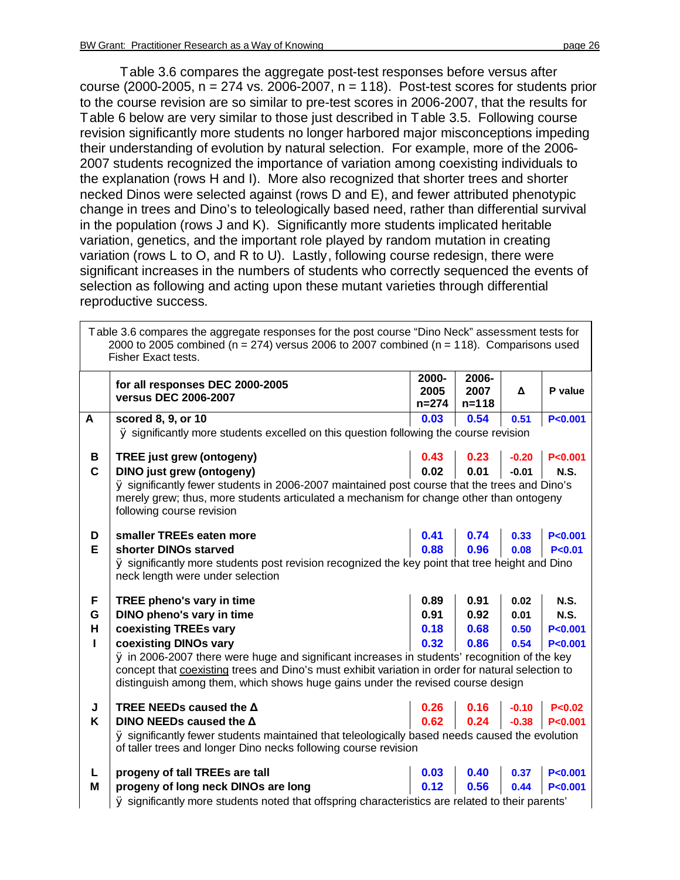Table 3.6 compares the aggregate post-test responses before versus after course (2000-2005, n = 274 vs. 2006-2007, n = 118). Post-test scores for students prior to the course revision are so similar to pre-test scores in 2006-2007, that the results for Table 6 below are very similar to those just described in Table 3.5. Following course revision significantly more students no longer harbored major misconceptions impeding their understanding of evolution by natural selection. For example, more of the 2006-2007 students recognized the importance of variation among coexisting individuals to the explanation (rows H and I). More also recognized that shorter trees and shorter necked Dinos were selected against (rows D and E), and fewer attributed phenotypic change in trees and Dino's to teleologically based need, rather than differential survival in the population (rows J and K). Significantly more students implicated heritable variation, genetics, and the important role played by random mutation in creating variation (rows L to O, and R to U). Lastly, following course redesign, there were significant increases in the numbers of students who correctly sequenced the events of selection as following and acting upon these mutant varieties through differential reproductive success.

Table 3.6 compares the aggregate responses for the post course "Dino Neck" assessment tests for 2000 to 2005 combined (n = 274) versus 2006 to 2007 combined (n = 118). Comparisons used Fisher Exact tests.

| | **for all responses DEC 2000-2005 versus DEC 2006-2007** | **2000-2005 n=274** | **2006-2007 n=118** | **Δ** | **P value** |
|---|---|---|---|---|---|
| **A** | **scored 8, 9, or 10** | 0.03 | 0.54 | 0.51 | P<0.001 |
| | ÿ significantly more students excelled on this question following the course revision | | | | |
| **B** | **TREE just grew (ontogeny)** | 0.43 | 0.23 | -0.20 | P<0.001 |
| **C** | **DINO just grew (ontogeny)** | 0.02 | 0.01 | -0.01 | N.S. |
| | ÿ significantly fewer students in 2006-2007 maintained post course that the trees and Dino's merely grew; thus, more students articulated a mechanism for change other than ontogeny following course revision | | | | |
| **D** | **smaller TREEs eaten more** | 0.41 | 0.74 | 0.33 | P<0.001 |
| **E** | **shorter DINOs starved** | 0.88 | 0.96 | 0.08 | P<0.01 |
| | ÿ significantly more students post revision recognized the key point that tree height and Dino neck length were under selection | | | | |
| **F** | **TREE pheno's vary in time** | 0.89 | 0.91 | 0.02 | N.S. |
| **G** | **DINO pheno's vary in time** | 0.91 | 0.92 | 0.01 | N.S. |
| **H** | **coexisting TREEs vary** | 0.18 | 0.68 | 0.50 | P<0.001 |
| **I** | **coexisting DINOs vary** | 0.32 | 0.86 | 0.54 | P<0.001 |
| | ÿ in 2006-2007 there were huge and significant increases in students' recognition of the key concept that coexisting trees and Dino's must exhibit variation in order for natural selection to distinguish among them, which shows huge gains under the revised course design | | | | |
| **J** | **TREE NEEDs caused the Δ** | 0.26 | 0.16 | -0.10 | P<0.02 |
| **K** | **DINO NEEDs caused the Δ** | 0.62 | 0.24 | -0.38 | P<0.001 |
| | ÿ significantly fewer students maintained that teleologically based needs caused the evolution of taller trees and longer Dino necks following course revision | | | | |
| **L** | **progeny of tall TREEs are tall** | 0.03 | 0.40 | 0.37 | P<0.001 |
| **M** | **progeny of long neck DINOs are long** | 0.12 | 0.56 | 0.44 | P<0.001 |
| | ÿ significantly more students noted that offspring characteristics are related to their parents' | | | | |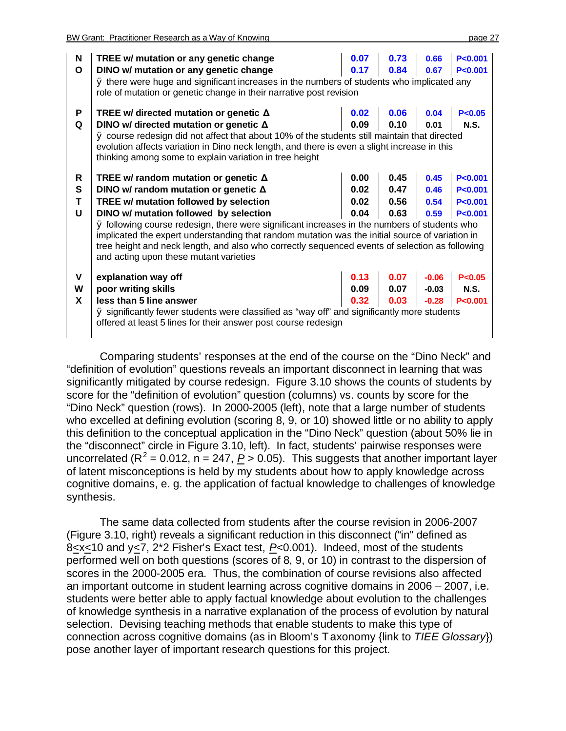| | | | | | |
|---|---|---|---|---|---|
| N | **TREE w/ mutation or any genetic change** | **0.07** | **0.73** | **0.66** | **P<0.001** |
| O | **DINO w/ mutation or any genetic change** | **0.17** | **0.84** | **0.67** | **P<0.001** |
| | ÿ there were huge and significant increases in the numbers of students who implicated any role of mutation or genetic change in their narrative post revision | | | | |
| P | **TREE w/ directed mutation or genetic Δ** | **0.02** | **0.06** | **0.04** | **P<0.05** |
| Q | **DINO w/ directed mutation or genetic Δ** | **0.09** | **0.10** | **0.01** | **N.S.** |
| | ÿ course redesign did not affect that about 10% of the students still maintain that directed evolution affects variation in Dino neck length, and there is even a slight increase in this thinking among some to explain variation in tree height | | | | |
| R | **TREE w/ random mutation or genetic Δ** | **0.00** | **0.45** | **0.45** | **P<0.001** |
| S | **DINO w/ random mutation or genetic Δ** | **0.02** | **0.47** | **0.46** | **P<0.001** |
| T | **TREE w/ mutation followed by selection** | **0.02** | **0.56** | **0.54** | **P<0.001** |
| U | **DINO w/ mutation followed by selection** | **0.04** | **0.63** | **0.59** | **P<0.001** |
| | ÿ following course redesign, there were significant increases in the numbers of students who implicated the expert understanding that random mutation was the initial source of variation in tree height and neck length, and also who correctly sequenced events of selection as following and acting upon these mutant varieties | | | | |
| V | **explanation way off** | **0.13** | **0.07** | **-0.06** | **P<0.05** |
| W | **poor writing skills** | **0.09** | **0.07** | **-0.03** | **N.S.** |
| X | **less than 5 line answer** | **0.32** | **0.03** | **-0.28** | **P<0.001** |
| | ÿ significantly fewer students were classified as "way off" and significantly more students offered at least 5 lines for their answer post course redesign | | | | |

Comparing students' responses at the end of the course on the "Dino Neck" and "definition of evolution" questions reveals an important disconnect in learning that was significantly mitigated by course redesign. Figure 3.10 shows the counts of students by score for the "definition of evolution" question (columns) vs. counts by score for the "Dino Neck" question (rows). In 2000-2005 (left), note that a large number of students who excelled at defining evolution (scoring 8, 9, or 10) showed little or no ability to apply this definition to the conceptual application in the "Dino Neck" question (about 50% lie in the "disconnect" circle in Figure 3.10, left). In fact, students' pairwise responses were uncorrelated ($R^2 = 0.012$, $n = 247$, $P > 0.05$). This suggests that another important layer of latent misconceptions is held by my students about how to apply knowledge across cognitive domains, e. g. the application of factual knowledge to challenges of knowledge synthesis.

The same data collected from students after the course revision in 2006-2007 (Figure 3.10, right) reveals a significant reduction in this disconnect ("in" defined as $8 \leq x \leq 10$ and $y \leq 7$, 2*2 Fisher's Exact test, $P<0.001$). Indeed, most of the students performed well on both questions (scores of 8, 9, or 10) in contrast to the dispersion of scores in the 2000-2005 era. Thus, the combination of course revisions also affected an important outcome in student learning across cognitive domains in 2006 – 2007, i.e. students were better able to apply factual knowledge about evolution to the challenges of knowledge synthesis in a narrative explanation of the process of evolution by natural selection. Devising teaching methods that enable students to make this type of connection across cognitive domains (as in Bloom's Taxonomy {link to *TIEE Glossary*}) pose another layer of important research questions for this project.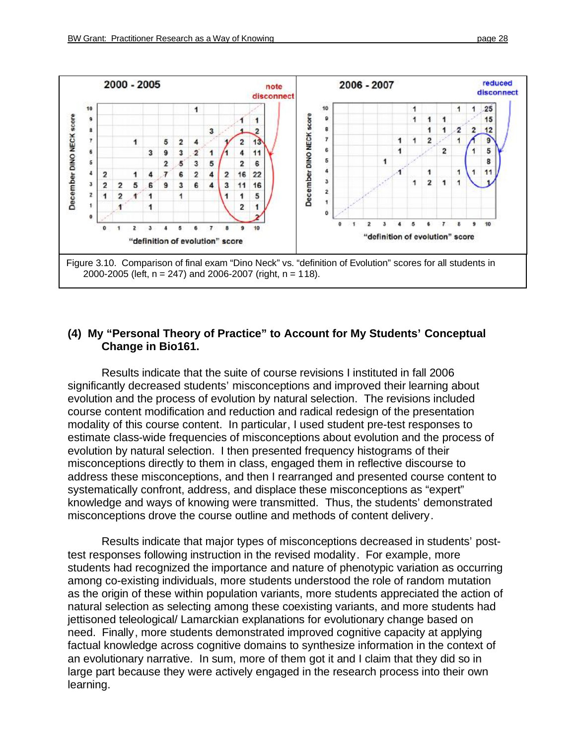Figure 3.10. Comparison of final exam “Dino Neck” vs. “definition of Evolution” scores for all students in 2000-2005 (left, n = 247) and 2006-2007 (right, n = 118).

**(4) My “Personal Theory of Practice” to Account for My Students’ Conceptual Change in Bio161.**

Results indicate that the suite of course revisions I instituted in fall 2006 significantly decreased students’ misconceptions and improved their learning about evolution and the process of evolution by natural selection. The revisions included course content modification and reduction and radical redesign of the presentation modality of this course content. In particular, I used student pre-test responses to estimate class-wide frequencies of misconceptions about evolution and the process of evolution by natural selection. I then presented frequency histograms of their misconceptions directly to them in class, engaged them in reflective discourse to address these misconceptions, and then I rearranged and presented course content to systematically confront, address, and displace these misconceptions as “expert” knowledge and ways of knowing were transmitted. Thus, the students’ demonstrated misconceptions drove the course outline and methods of content delivery.

Results indicate that major types of misconceptions decreased in students’ post-test responses following instruction in the revised modality. For example, more students had recognized the importance and nature of phenotypic variation as occurring among co-existing individuals, more students understood the role of random mutation as the origin of these within population variants, more students appreciated the action of natural selection as selecting among these coexisting variants, and more students had jettisoned teleological/ Lamarckian explanations for evolutionary change based on need. Finally, more students demonstrated improved cognitive capacity at applying factual knowledge across cognitive domains to synthesize information in the context of an evolutionary narrative. In sum, more of them got it and I claim that they did so in large part because they were actively engaged in the research process into their own learning.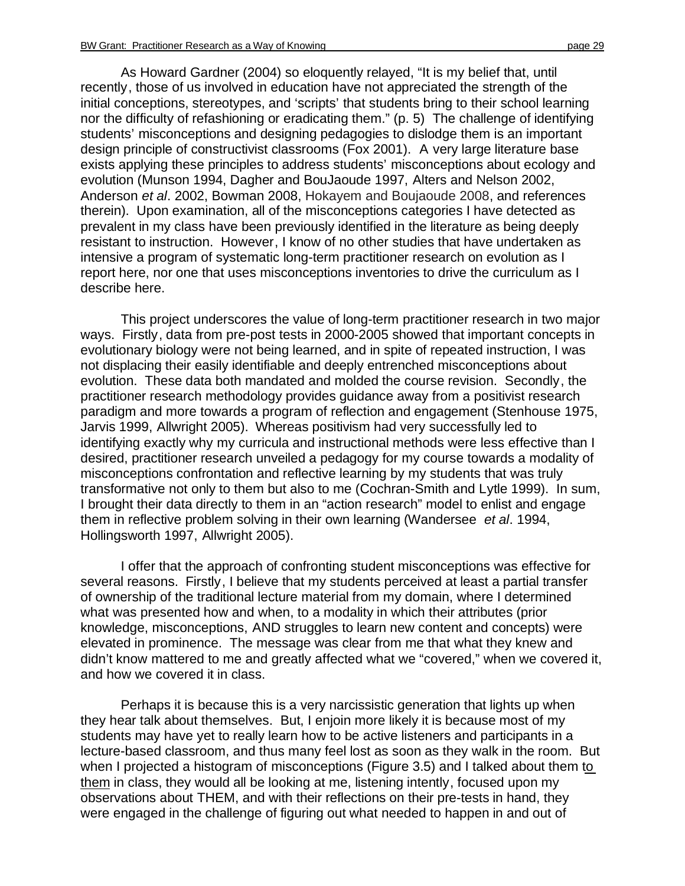As Howard Gardner (2004) so eloquently relayed, “It is my belief that, until recently, those of us involved in education have not appreciated the strength of the initial conceptions, stereotypes, and ‘scripts’ that students bring to their school learning nor the difficulty of refashioning or eradicating them.” (p. 5) The challenge of identifying students’ misconceptions and designing pedagogies to dislodge them is an important design principle of constructivist classrooms (Fox 2001). A very large literature base exists applying these principles to address students’ misconceptions about ecology and evolution (Munson 1994, Dagher and BouJaoude 1997, Alters and Nelson 2002, Anderson *et al*. 2002, Bowman 2008, Hokayem and Boujaoude 2008, and references therein). Upon examination, all of the misconceptions categories I have detected as prevalent in my class have been previously identified in the literature as being deeply resistant to instruction. However, I know of no other studies that have undertaken as intensive a program of systematic long-term practitioner research on evolution as I report here, nor one that uses misconceptions inventories to drive the curriculum as I describe here.

This project underscores the value of long-term practitioner research in two major ways. Firstly, data from pre-post tests in 2000-2005 showed that important concepts in evolutionary biology were not being learned, and in spite of repeated instruction, I was not displacing their easily identifiable and deeply entrenched misconceptions about evolution. These data both mandated and molded the course revision. Secondly, the practitioner research methodology provides guidance away from a positivist research paradigm and more towards a program of reflection and engagement (Stenhouse 1975, Jarvis 1999, Allwright 2005). Whereas positivism had very successfully led to identifying exactly why my curricula and instructional methods were less effective than I desired, practitioner research unveiled a pedagogy for my course towards a modality of misconceptions confrontation and reflective learning by my students that was truly transformative not only to them but also to me (Cochran-Smith and Lytle 1999). In sum, I brought their data directly to them in an “action research” model to enlist and engage them in reflective problem solving in their own learning (Wandersee *et al*. 1994, Hollingsworth 1997, Allwright 2005).

I offer that the approach of confronting student misconceptions was effective for several reasons. Firstly, I believe that my students perceived at least a partial transfer of ownership of the traditional lecture material from my domain, where I determined what was presented how and when, to a modality in which their attributes (prior knowledge, misconceptions, AND struggles to learn new content and concepts) were elevated in prominence. The message was clear from me that what they knew and didn’t know mattered to me and greatly affected what we “covered,” when we covered it, and how we covered it in class.

Perhaps it is because this is a very narcissistic generation that lights up when they hear talk about themselves. But, I enjoin more likely it is because most of my students may have yet to really learn how to be active listeners and participants in a lecture-based classroom, and thus many feel lost as soon as they walk in the room. But when I projected a histogram of misconceptions (Figure 3.5) and I talked about them to them in class, they would all be looking at me, listening intently, focused upon my observations about THEM, and with their reflections on their pre-tests in hand, they were engaged in the challenge of figuring out what needed to happen in and out of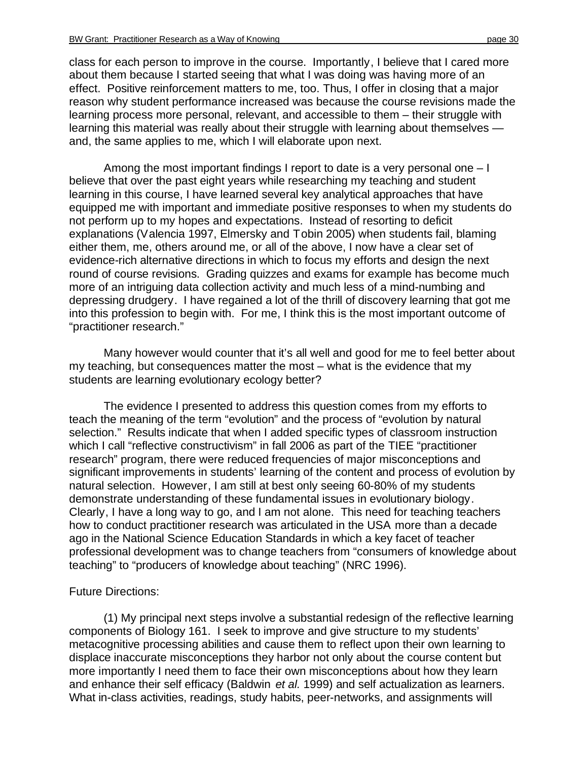class for each person to improve in the course. Importantly, I believe that I cared more about them because I started seeing that what I was doing was having more of an effect. Positive reinforcement matters to me, too. Thus, I offer in closing that a major reason why student performance increased was because the course revisions made the learning process more personal, relevant, and accessible to them – their struggle with learning this material was really about their struggle with learning about themselves — and, the same applies to me, which I will elaborate upon next.

Among the most important findings I report to date is a very personal one – I believe that over the past eight years while researching my teaching and student learning in this course, I have learned several key analytical approaches that have equipped me with important and immediate positive responses to when my students do not perform up to my hopes and expectations. Instead of resorting to deficit explanations (Valencia 1997, Elmersky and Tobin 2005) when students fail, blaming either them, me, others around me, or all of the above, I now have a clear set of evidence-rich alternative directions in which to focus my efforts and design the next round of course revisions. Grading quizzes and exams for example has become much more of an intriguing data collection activity and much less of a mind-numbing and depressing drudgery. I have regained a lot of the thrill of discovery learning that got me into this profession to begin with. For me, I think this is the most important outcome of "practitioner research."

Many however would counter that it's all well and good for me to feel better about my teaching, but consequences matter the most – what is the evidence that my students are learning evolutionary ecology better?

The evidence I presented to address this question comes from my efforts to teach the meaning of the term "evolution" and the process of "evolution by natural selection." Results indicate that when I added specific types of classroom instruction which I call "reflective constructivism" in fall 2006 as part of the TIEE "practitioner research" program, there were reduced frequencies of major misconceptions and significant improvements in students' learning of the content and process of evolution by natural selection. However, I am still at best only seeing 60-80% of my students demonstrate understanding of these fundamental issues in evolutionary biology. Clearly, I have a long way to go, and I am not alone. This need for teaching teachers how to conduct practitioner research was articulated in the USA more than a decade ago in the National Science Education Standards in which a key facet of teacher professional development was to change teachers from "consumers of knowledge about teaching" to "producers of knowledge about teaching" (NRC 1996).

Future Directions:

(1) My principal next steps involve a substantial redesign of the reflective learning components of Biology 161. I seek to improve and give structure to my students' metacognitive processing abilities and cause them to reflect upon their own learning to displace inaccurate misconceptions they harbor not only about the course content but more importantly I need them to face their own misconceptions about how they learn and enhance their self efficacy (Baldwin *et al.* 1999) and self actualization as learners. What in-class activities, readings, study habits, peer-networks, and assignments will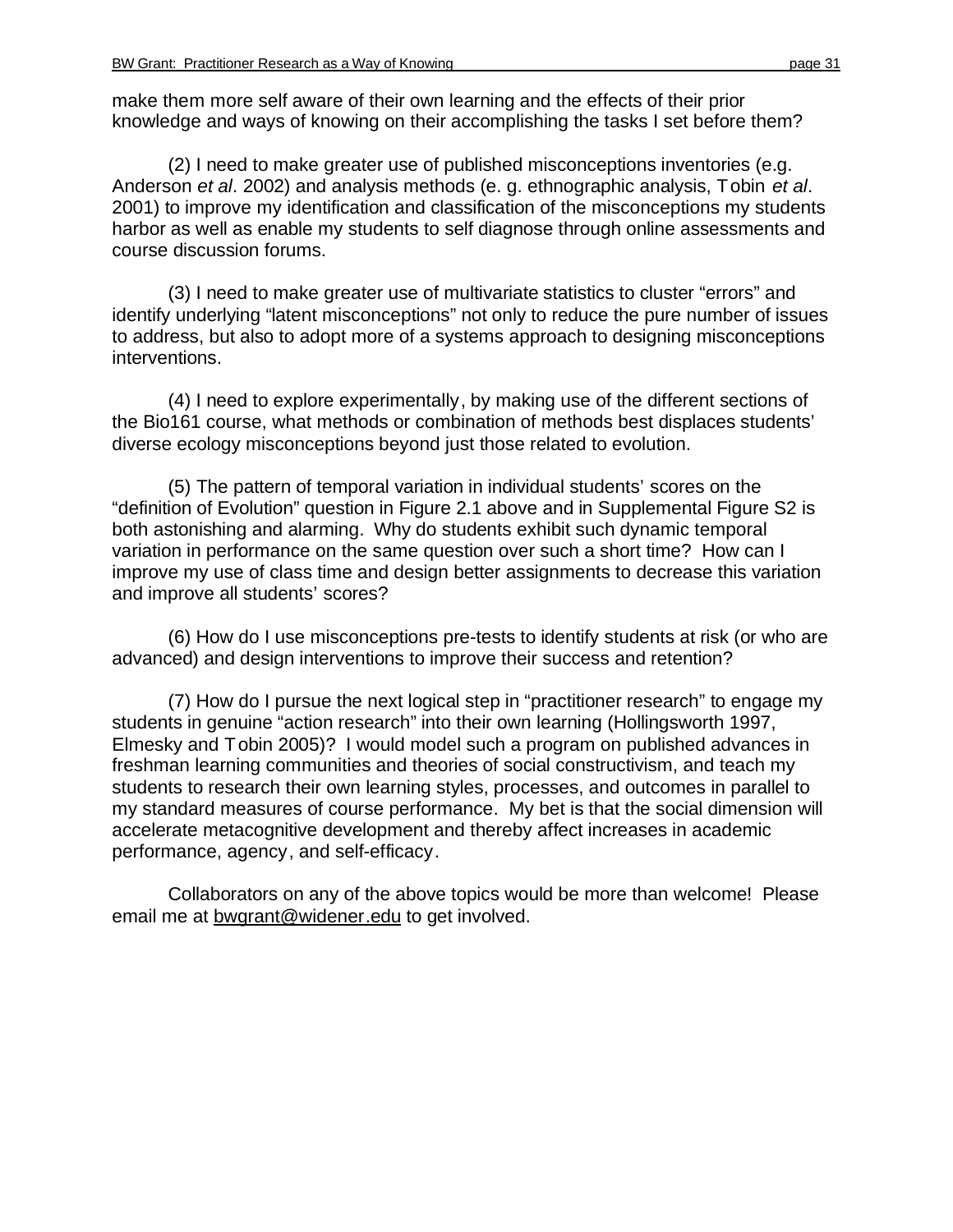make them more self aware of their own learning and the effects of their prior knowledge and ways of knowing on their accomplishing the tasks I set before them?

(2) I need to make greater use of published misconceptions inventories (e.g. Anderson *et al*. 2002) and analysis methods (e. g. ethnographic analysis, Tobin *et al*. 2001) to improve my identification and classification of the misconceptions my students harbor as well as enable my students to self diagnose through online assessments and course discussion forums.

(3) I need to make greater use of multivariate statistics to cluster “errors” and identify underlying “latent misconceptions” not only to reduce the pure number of issues to address, but also to adopt more of a systems approach to designing misconceptions interventions.

(4) I need to explore experimentally, by making use of the different sections of the Bio161 course, what methods or combination of methods best displaces students’ diverse ecology misconceptions beyond just those related to evolution.

(5) The pattern of temporal variation in individual students’ scores on the “definition of Evolution” question in Figure 2.1 above and in Supplemental Figure S2 is both astonishing and alarming. Why do students exhibit such dynamic temporal variation in performance on the same question over such a short time? How can I improve my use of class time and design better assignments to decrease this variation and improve all students’ scores?

(6) How do I use misconceptions pre-tests to identify students at risk (or who are advanced) and design interventions to improve their success and retention?

(7) How do I pursue the next logical step in “practitioner research” to engage my students in genuine “action research” into their own learning (Hollingsworth 1997, Elmesky and Tobin 2005)? I would model such a program on published advances in freshman learning communities and theories of social constructivism, and teach my students to research their own learning styles, processes, and outcomes in parallel to my standard measures of course performance. My bet is that the social dimension will accelerate metacognitive development and thereby affect increases in academic performance, agency, and self-efficacy.

Collaborators on any of the above topics would be more than welcome! Please email me at bwgrant@widener.edu to get involved.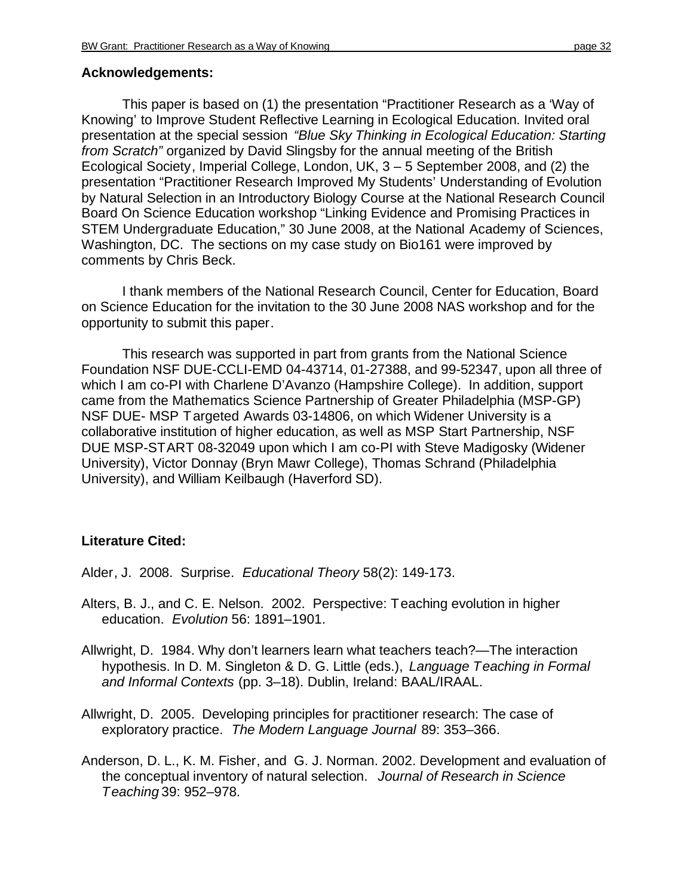**Acknowledgements:**

This paper is based on (1) the presentation "Practitioner Research as a 'Way of Knowing' to Improve Student Reflective Learning in Ecological Education. Invited oral presentation at the special session *"Blue Sky Thinking in Ecological Education: Starting from Scratch"* organized by David Slingsby for the annual meeting of the British Ecological Society, Imperial College, London, UK, 3 – 5 September 2008, and (2) the presentation "Practitioner Research Improved My Students' Understanding of Evolution by Natural Selection in an Introductory Biology Course at the National Research Council Board On Science Education workshop "Linking Evidence and Promising Practices in STEM Undergraduate Education," 30 June 2008, at the National Academy of Sciences, Washington, DC. The sections on my case study on Bio161 were improved by comments by Chris Beck.

I thank members of the National Research Council, Center for Education, Board on Science Education for the invitation to the 30 June 2008 NAS workshop and for the opportunity to submit this paper.

This research was supported in part from grants from the National Science Foundation NSF DUE-CCLI-EMD 04-43714, 01-27388, and 99-52347, upon all three of which I am co-PI with Charlene D'Avanzo (Hampshire College). In addition, support came from the Mathematics Science Partnership of Greater Philadelphia (MSP-GP) NSF DUE- MSP Targeted Awards 03-14806, on which Widener University is a collaborative institution of higher education, as well as MSP Start Partnership, NSF DUE MSP-START 08-32049 upon which I am co-PI with Steve Madigosky (Widener University), Victor Donnay (Bryn Mawr College), Thomas Schrand (Philadelphia University), and William Keilbaugh (Haverford SD).

**Literature Cited:**

Alder, J. 2008. Surprise. *Educational Theory* 58(2): 149-173.

Alters, B. J., and C. E. Nelson. 2002. Perspective: Teaching evolution in higher education. *Evolution* 56: 1891–1901.

Allwright, D. 1984. Why don't learners learn what teachers teach?—The interaction hypothesis. In D. M. Singleton & D. G. Little (eds.), *Language Teaching in Formal and Informal Contexts* (pp. 3–18). Dublin, Ireland: BAAL/IRAAL.

Allwright, D. 2005. Developing principles for practitioner research: The case of exploratory practice. *The Modern Language Journal* 89: 353–366.

Anderson, D. L., K. M. Fisher, and G. J. Norman. 2002. Development and evaluation of the conceptual inventory of natural selection. *Journal of Research in Science Teaching* 39: 952–978.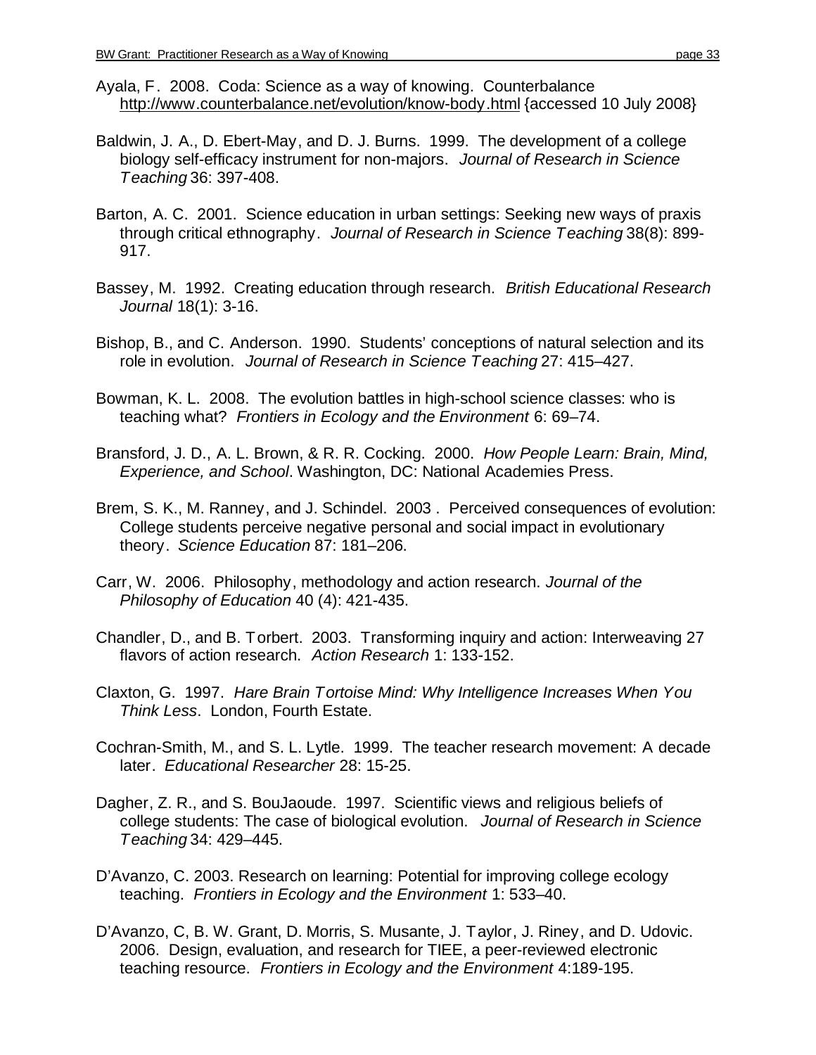Ayala, F. 2008. Coda: Science as a way of knowing. Counterbalance http://www.counterbalance.net/evolution/know-body.html {accessed 10 July 2008}

Baldwin, J. A., D. Ebert-May, and D. J. Burns. 1999. The development of a college biology self-efficacy instrument for non-majors. *Journal of Research in Science Teaching* 36: 397-408.

Barton, A. C. 2001. Science education in urban settings: Seeking new ways of praxis through critical ethnography. *Journal of Research in Science Teaching* 38(8): 899-917.

Bassey, M. 1992. Creating education through research. *British Educational Research Journal* 18(1): 3-16.

Bishop, B., and C. Anderson. 1990. Students' conceptions of natural selection and its role in evolution. *Journal of Research in Science Teaching* 27: 415–427.

Bowman, K. L. 2008. The evolution battles in high-school science classes: who is teaching what? *Frontiers in Ecology and the Environment* 6: 69–74.

Bransford, J. D., A. L. Brown, & R. R. Cocking. 2000. *How People Learn: Brain, Mind, Experience, and School*. Washington, DC: National Academies Press.

Brem, S. K., M. Ranney, and J. Schindel. 2003 . Perceived consequences of evolution: College students perceive negative personal and social impact in evolutionary theory. *Science Education* 87: 181–206.

Carr, W. 2006. Philosophy, methodology and action research. *Journal of the Philosophy of Education* 40 (4): 421-435.

Chandler, D., and B. Torbert. 2003. Transforming inquiry and action: Interweaving 27 flavors of action research. *Action Research* 1: 133-152.

Claxton, G. 1997. *Hare Brain Tortoise Mind: Why Intelligence Increases When You Think Less*. London, Fourth Estate.

Cochran-Smith, M., and S. L. Lytle. 1999. The teacher research movement: A decade later. *Educational Researcher* 28: 15-25.

Dagher, Z. R., and S. BouJaoude. 1997. Scientific views and religious beliefs of college students: The case of biological evolution. *Journal of Research in Science Teaching* 34: 429–445.

D'Avanzo, C. 2003. Research on learning: Potential for improving college ecology teaching. *Frontiers in Ecology and the Environment* 1: 533–40.

D'Avanzo, C, B. W. Grant, D. Morris, S. Musante, J. Taylor, J. Riney, and D. Udovic. 2006. Design, evaluation, and research for TIEE, a peer-reviewed electronic teaching resource. *Frontiers in Ecology and the Environment* 4:189-195.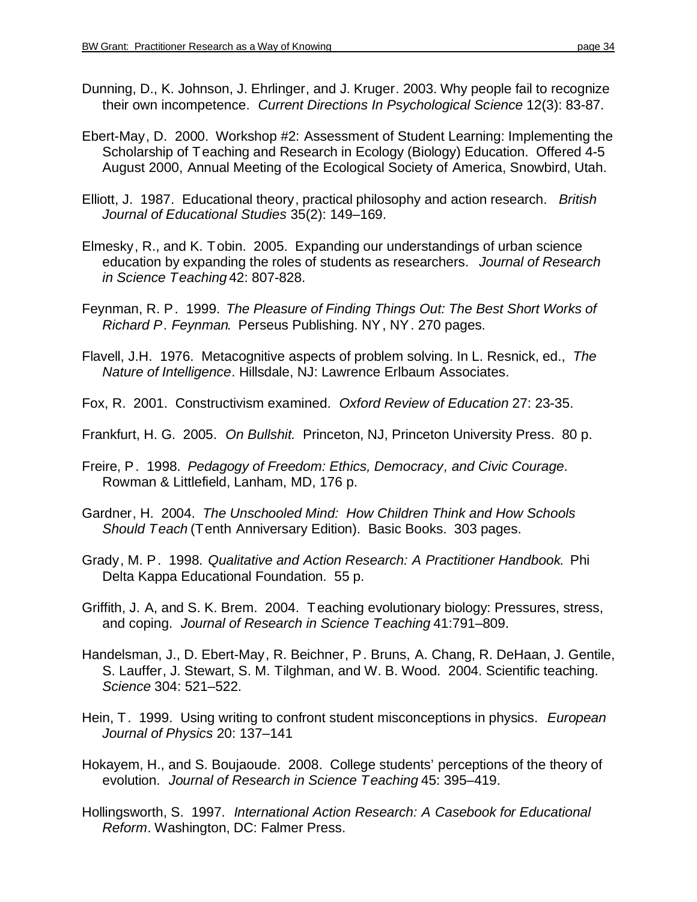Dunning, D., K. Johnson, J. Ehrlinger, and J. Kruger. 2003. Why people fail to recognize their own incompetence. *Current Directions In Psychological Science* 12(3): 83-87.

Ebert-May, D. 2000. Workshop #2: Assessment of Student Learning: Implementing the Scholarship of Teaching and Research in Ecology (Biology) Education. Offered 4-5 August 2000, Annual Meeting of the Ecological Society of America, Snowbird, Utah.

Elliott, J. 1987. Educational theory, practical philosophy and action research. *British Journal of Educational Studies* 35(2): 149–169.

Elmesky, R., and K. Tobin. 2005. Expanding our understandings of urban science education by expanding the roles of students as researchers. *Journal of Research in Science Teaching* 42: 807-828.

Feynman, R. P. 1999. *The Pleasure of Finding Things Out: The Best Short Works of Richard P. Feynman*. Perseus Publishing. NY, NY. 270 pages.

Flavell, J.H. 1976. Metacognitive aspects of problem solving. In L. Resnick, ed., *The Nature of Intelligence*. Hillsdale, NJ: Lawrence Erlbaum Associates.

Fox, R. 2001. Constructivism examined. *Oxford Review of Education* 27: 23-35.

Frankfurt, H. G. 2005. *On Bullshit.* Princeton, NJ, Princeton University Press. 80 p.

Freire, P. 1998. *Pedagogy of Freedom: Ethics, Democracy, and Civic Courage*. Rowman & Littlefield, Lanham, MD, 176 p.

Gardner, H. 2004. *The Unschooled Mind: How Children Think and How Schools Should Teach* (Tenth Anniversary Edition). Basic Books. 303 pages.

Grady, M. P. 1998. *Qualitative and Action Research: A Practitioner Handbook.* Phi Delta Kappa Educational Foundation. 55 p.

Griffith, J. A, and S. K. Brem. 2004. Teaching evolutionary biology: Pressures, stress, and coping. *Journal of Research in Science Teaching* 41:791–809.

Handelsman, J., D. Ebert-May, R. Beichner, P. Bruns, A. Chang, R. DeHaan, J. Gentile, S. Lauffer, J. Stewart, S. M. Tilghman, and W. B. Wood. 2004. Scientific teaching. *Science* 304: 521–522.

Hein, T. 1999. Using writing to confront student misconceptions in physics. *European Journal of Physics* 20: 137–141

Hokayem, H., and S. Boujaoude. 2008. College students' perceptions of the theory of evolution. *Journal of Research in Science Teaching* 45: 395–419.

Hollingsworth, S. 1997. *International Action Research: A Casebook for Educational Reform*. Washington, DC: Falmer Press.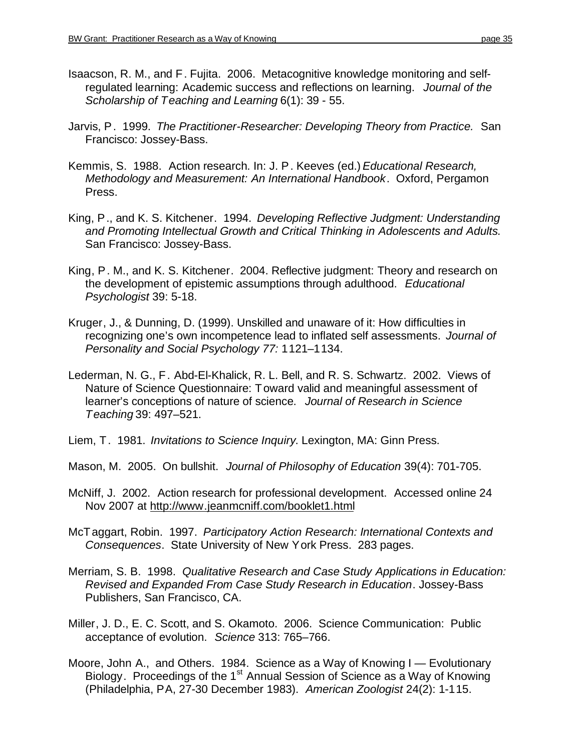Isaacson, R. M., and F. Fujita. 2006. Metacognitive knowledge monitoring and self-regulated learning: Academic success and reflections on learning. *Journal of the Scholarship of Teaching and Learning* 6(1): 39 - 55.

Jarvis, P. 1999. *The Practitioner-Researcher: Developing Theory from Practice.* San Francisco: Jossey-Bass.

Kemmis, S. 1988. Action research. In: J. P. Keeves (ed.) *Educational Research, Methodology and Measurement: An International Handbook*. Oxford, Pergamon Press.

King, P., and K. S. Kitchener. 1994. *Developing Reflective Judgment: Understanding and Promoting Intellectual Growth and Critical Thinking in Adolescents and Adults.* San Francisco: Jossey-Bass.

King, P. M., and K. S. Kitchener. 2004. Reflective judgment: Theory and research on the development of epistemic assumptions through adulthood. *Educational Psychologist* 39: 5-18.

Kruger, J., & Dunning, D. (1999). Unskilled and unaware of it: How difficulties in recognizing one's own incompetence lead to inflated self assessments. *Journal of Personality and Social Psychology 77:* 1121–1134.

Lederman, N. G., F. Abd-El-Khalick, R. L. Bell, and R. S. Schwartz. 2002. Views of Nature of Science Questionnaire: Toward valid and meaningful assessment of learner's conceptions of nature of science. *Journal of Research in Science Teaching* 39: 497–521.

Liem, T. 1981. *Invitations to Science Inquiry.* Lexington, MA: Ginn Press.

Mason, M. 2005. On bullshit. *Journal of Philosophy of Education* 39(4): 701-705.

McNiff, J. 2002. Action research for professional development. Accessed online 24 Nov 2007 at http://www.jeanmcniff.com/booklet1.html

McTaggart, Robin. 1997. *Participatory Action Research: International Contexts and Consequences*. State University of New York Press. 283 pages.

Merriam, S. B. 1998. *Qualitative Research and Case Study Applications in Education: Revised and Expanded From Case Study Research in Education*. Jossey-Bass Publishers, San Francisco, CA.

Miller, J. D., E. C. Scott, and S. Okamoto. 2006. Science Communication: Public acceptance of evolution. *Science* 313: 765–766.

Moore, John A., and Others. 1984. Science as a Way of Knowing I — Evolutionary Biology. Proceedings of the 1st Annual Session of Science as a Way of Knowing (Philadelphia, PA, 27-30 December 1983). *American Zoologist* 24(2): 1-115.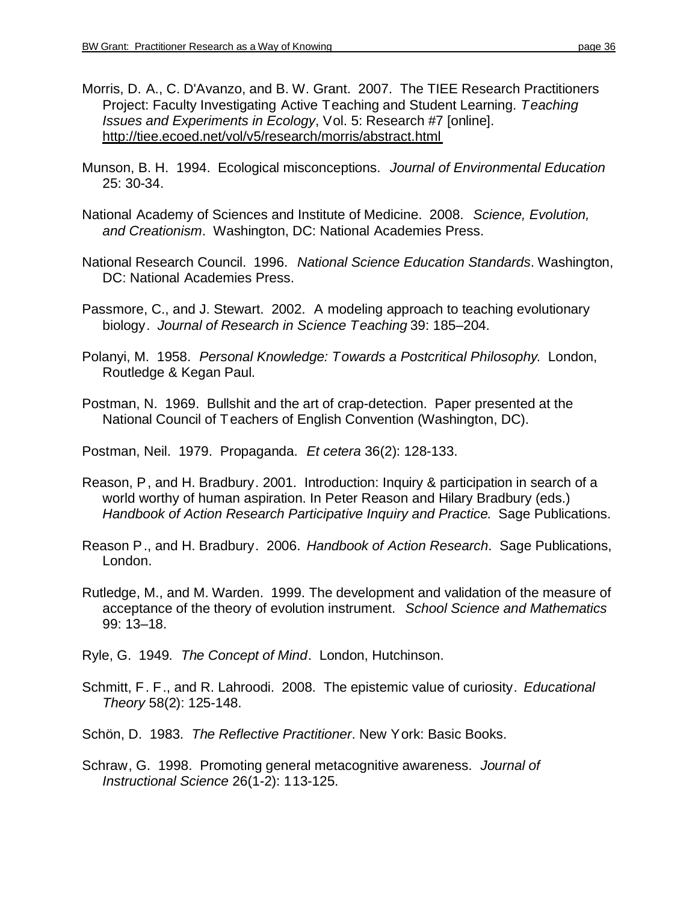Morris, D. A., C. D'Avanzo, and B. W. Grant. 2007. The TIEE Research Practitioners Project: Faculty Investigating Active Teaching and Student Learning. *Teaching Issues and Experiments in Ecology*, Vol. 5: Research #7 [online]. http://tiee.ecoed.net/vol/v5/research/morris/abstract.html

Munson, B. H. 1994. Ecological misconceptions. *Journal of Environmental Education* 25: 30-34.

National Academy of Sciences and Institute of Medicine. 2008. *Science, Evolution, and Creationism*. Washington, DC: National Academies Press.

National Research Council. 1996. *National Science Education Standards*. Washington, DC: National Academies Press.

Passmore, C., and J. Stewart. 2002. A modeling approach to teaching evolutionary biology. *Journal of Research in Science Teaching* 39: 185–204.

Polanyi, M. 1958. *Personal Knowledge: Towards a Postcritical Philosophy.* London, Routledge & Kegan Paul.

Postman, N. 1969. Bullshit and the art of crap-detection. Paper presented at the National Council of Teachers of English Convention (Washington, DC).

Postman, Neil. 1979. Propaganda. *Et cetera* 36(2): 128-133.

Reason, P, and H. Bradbury. 2001. Introduction: Inquiry & participation in search of a world worthy of human aspiration. In Peter Reason and Hilary Bradbury (eds.) *Handbook of Action Research Participative Inquiry and Practice.* Sage Publications.

Reason P., and H. Bradbury. 2006. *Handbook of Action Research*. Sage Publications, London.

Rutledge, M., and M. Warden. 1999. The development and validation of the measure of acceptance of the theory of evolution instrument. *School Science and Mathematics* 99: 13–18.

Ryle, G. 1949. *The Concept of Mind*. London, Hutchinson.

Schmitt, F. F., and R. Lahroodi. 2008. The epistemic value of curiosity. *Educational Theory* 58(2): 125-148.

Schön, D. 1983. *The Reflective Practitioner*. New York: Basic Books.

Schraw, G. 1998. Promoting general metacognitive awareness. *Journal of Instructional Science* 26(1-2): 113-125.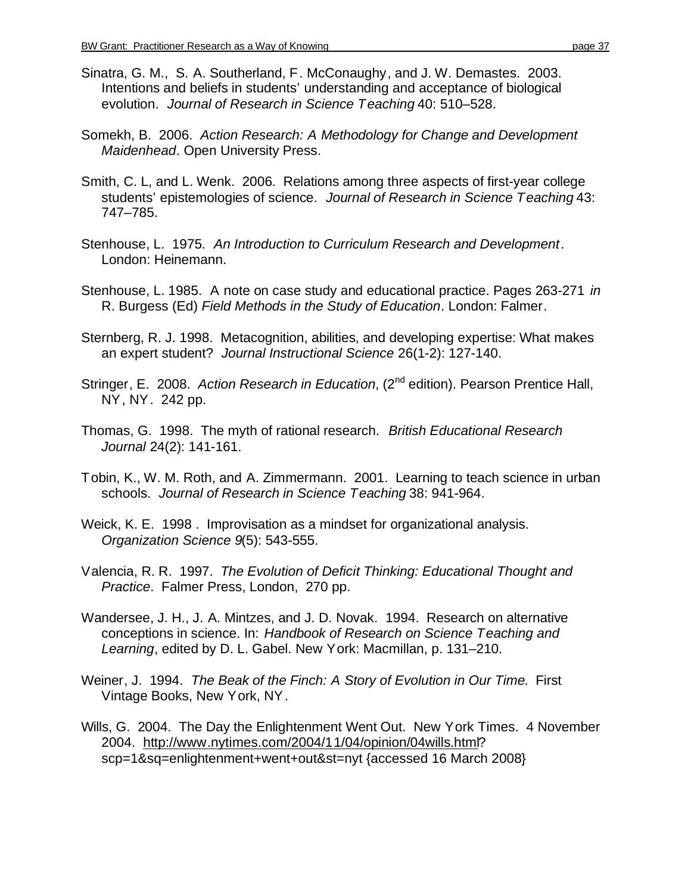Sinatra, G. M., S. A. Southerland, F. McConaughy, and J. W. Demastes. 2003. Intentions and beliefs in students' understanding and acceptance of biological evolution. *Journal of Research in Science Teaching* 40: 510–528.

Somekh, B. 2006. *Action Research: A Methodology for Change and Development Maidenhead*. Open University Press.

Smith, C. L, and L. Wenk. 2006. Relations among three aspects of first-year college students' epistemologies of science. *Journal of Research in Science Teaching* 43: 747–785.

Stenhouse, L. 1975. *An Introduction to Curriculum Research and Development*. London: Heinemann.

Stenhouse, L. 1985. A note on case study and educational practice. Pages 263-271 *in* R. Burgess (Ed) *Field Methods in the Study of Education*. London: Falmer.

Sternberg, R. J. 1998. Metacognition, abilities, and developing expertise: What makes an expert student? *Journal Instructional Science* 26(1-2): 127-140.

Stringer, E. 2008. *Action Research in Education*, (2nd edition). Pearson Prentice Hall, NY, NY. 242 pp.

Thomas, G. 1998. The myth of rational research. *British Educational Research Journal* 24(2): 141-161.

Tobin, K., W. M. Roth, and A. Zimmermann. 2001. Learning to teach science in urban schools. *Journal of Research in Science Teaching* 38: 941-964.

Weick, K. E. 1998 . Improvisation as a mindset for organizational analysis. *Organization Science 9*(5): 543-555.

Valencia, R. R. 1997. *The Evolution of Deficit Thinking: Educational Thought and Practice*. Falmer Press, London, 270 pp.

Wandersee, J. H., J. A. Mintzes, and J. D. Novak. 1994. Research on alternative conceptions in science. In: *Handbook of Research on Science Teaching and Learning*, edited by D. L. Gabel. New York: Macmillan, p. 131–210.

Weiner, J. 1994. *The Beak of the Finch: A Story of Evolution in Our Time.* First Vintage Books, New York, NY.

Wills, G. 2004. The Day the Enlightenment Went Out. New York Times. 4 November 2004. http://www.nytimes.com/2004/11/04/opinion/04wills.html?scp=1&sq=enlightenment+went+out&st=nyt {accessed 16 March 2008}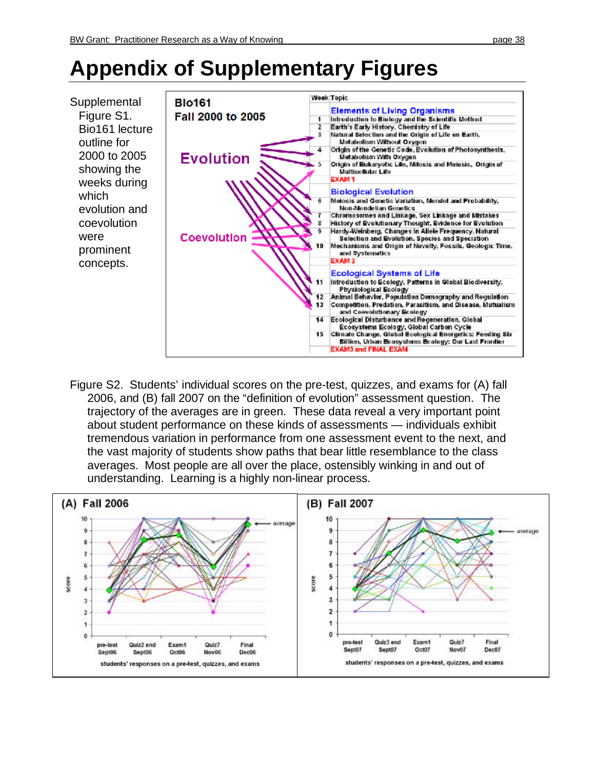# Appendix of Supplementary Figures

Supplemental Figure S1. Bio161 lecture outline for 2000 to 2005 showing the weeks during which evolution and coevolution were prominent concepts.

Bio161
Fall 2000 to 2005

Evolution

Coevolution

| Week | Topic |
|---|---|
| | **Elements of Living Organisms** |
| 1 | Introduction to Biology and the Scientific Method |
| 2 | Earth's Early History, Chemistry of Life |
| 3 | Natural Selection and the Origin of Life on Earth, Metabolism Without Oxygen |
| 4 | Origin of the Genetic Code, Evolution of Photosynthesis, Metabolism With Oxygen |
| 5 | Origin of Eukaryotic Life, Mitosis and Meiosis, Origin of Multicellular Life |
| | EXAM 1 |
| | **Biological Evolution** |
| 6 | Meiosis and Genetic Variation, Mendel and Probability, Non-Mendelian Genetics |
| 7 | Chromosomes and Linkage, Sex Linkage and Mistakes |
| 8 | History of Evolutionary Thought, Evidence for Evolution |
| 9 | Hardy-Weinberg, Changes in Allele Frequency, Natural Selection and Evolution, Species and Speciation |
| 10 | Mechanisms and Origin of Novelty, Fossils, Geologic Time, and Systematics |
| | EXAM 2 |
| | **Ecological Systems of Life** |
| 11 | Introduction to Ecology, Patterns in Global Biodiversity, Physiological Ecology |
| 12 | Animal Behavior, Population Demography and Regulation |
| 13 | Competition, Predation, Parasitism, and Disease, Mutualism and Coevolutionary Ecology |
| 14 | Ecological Disturbance and Regeneration, Global Ecosystems Ecology, Global Carbon Cycle |
| 15 | Climate Change, Global Ecological Energetics: Feeding Six Billion, Urban Ecosystems Ecology: Our Last Frontier |
| | EXAM3 and FINAL EXAM |

Figure S2. Students' individual scores on the pre-test, quizzes, and exams for (A) fall 2006, and (B) fall 2007 on the "definition of evolution" assessment question. The trajectory of the averages are in green. These data reveal a very important point about student performance on these kinds of assessments — individuals exhibit tremendous variation in performance from one assessment event to the next, and the vast majority of students show paths that bear little resemblance to the class averages. Most people are all over the place, ostensibly winking in and out of understanding. Learning is a highly non-linear process.

(A) Fall 2006

score
0 1 2 3 4 5 6 7 8 9 10
average
pre-test Sept06
Quiz2 end Sept06
Exam1 Oct06
Quiz7 Nov06
Final Dec06
students' responses on a pre-test, quizzes, and exams

(B) Fall 2007

score
0 1 2 3 4 5 6 7 8 9 10
average
pre-test Sept07
Quiz3 end Sept07
Exam1 Oct07
Quiz7 Nov07
Final Dec07
students' responses on a pre-test, quizzes, and exams